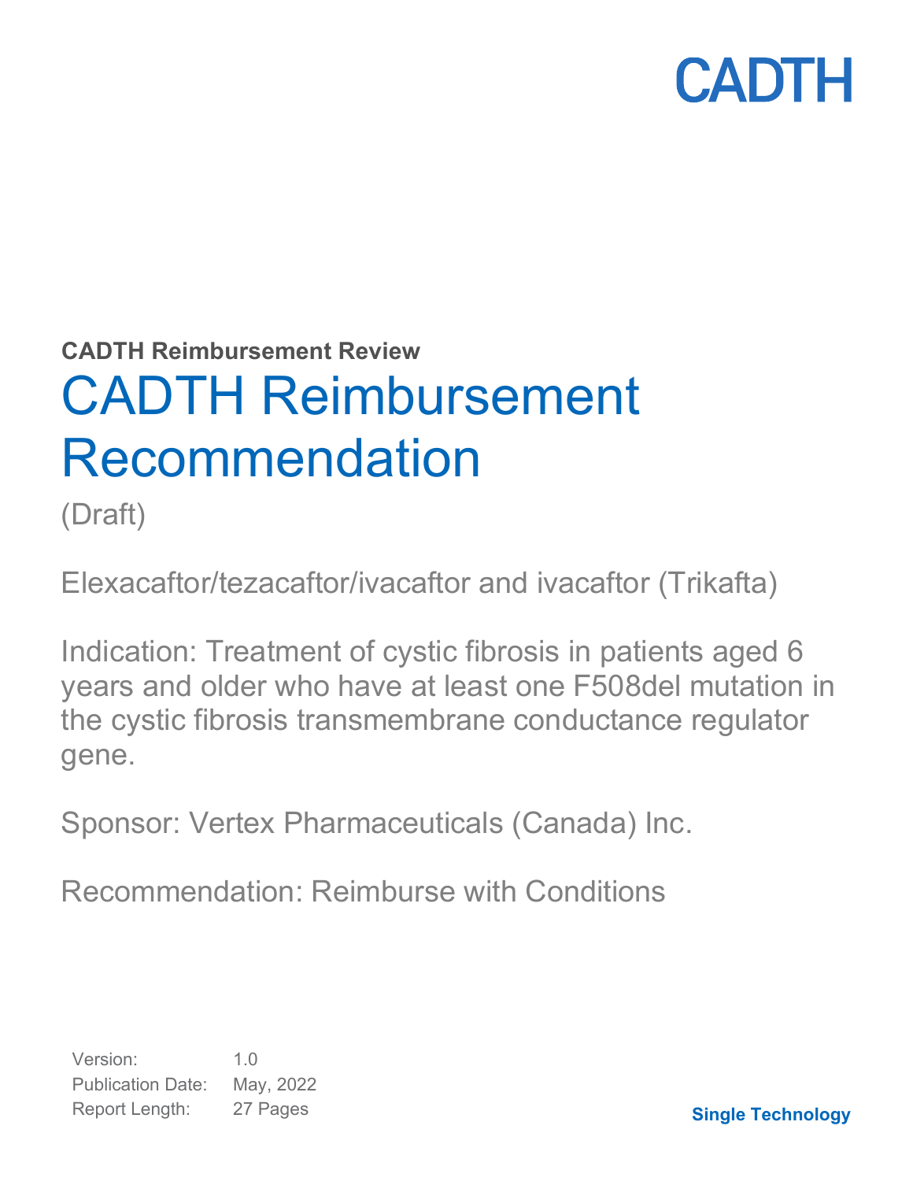CADTH

**CADTH Reimbursement Review**

# CADTH Reimbursement Recommendation

(Draft)

Elexacaftor/tezacaftor/ivacaftor and ivacaftor (Trikafta)

Indication: Treatment of cystic fibrosis in patients aged 6 years and older who have at least one F508del mutation in the cystic fibrosis transmembrane conductance regulator gene.

Sponsor: Vertex Pharmaceuticals (Canada) Inc.

Recommendation: Reimburse with Conditions

Version: 1.0
Publication Date: May, 2022
Report Length: 27 Pages

**Single Technology**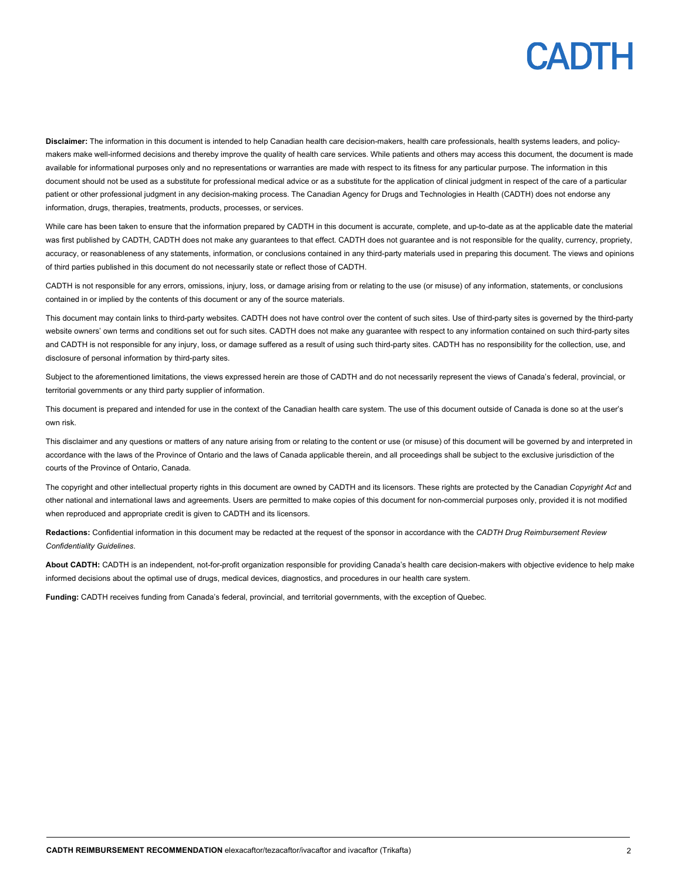**Disclaimer:** The information in this document is intended to help Canadian health care decision-makers, health care professionals, health systems leaders, and policy-makers make well-informed decisions and thereby improve the quality of health care services. While patients and others may access this document, the document is made available for informational purposes only and no representations or warranties are made with respect to its fitness for any particular purpose. The information in this document should not be used as a substitute for professional medical advice or as a substitute for the application of clinical judgment in respect of the care of a particular patient or other professional judgment in any decision-making process. The Canadian Agency for Drugs and Technologies in Health (CADTH) does not endorse any information, drugs, therapies, treatments, products, processes, or services.

While care has been taken to ensure that the information prepared by CADTH in this document is accurate, complete, and up-to-date as at the applicable date the material was first published by CADTH, CADTH does not make any guarantees to that effect. CADTH does not guarantee and is not responsible for the quality, currency, propriety, accuracy, or reasonableness of any statements, information, or conclusions contained in any third-party materials used in preparing this document. The views and opinions of third parties published in this document do not necessarily state or reflect those of CADTH.

CADTH is not responsible for any errors, omissions, injury, loss, or damage arising from or relating to the use (or misuse) of any information, statements, or conclusions contained in or implied by the contents of this document or any of the source materials.

This document may contain links to third-party websites. CADTH does not have control over the content of such sites. Use of third-party sites is governed by the third-party website owners' own terms and conditions set out for such sites. CADTH does not make any guarantee with respect to any information contained on such third-party sites and CADTH is not responsible for any injury, loss, or damage suffered as a result of using such third-party sites. CADTH has no responsibility for the collection, use, and disclosure of personal information by third-party sites.

Subject to the aforementioned limitations, the views expressed herein are those of CADTH and do not necessarily represent the views of Canada's federal, provincial, or territorial governments or any third party supplier of information.

This document is prepared and intended for use in the context of the Canadian health care system. The use of this document outside of Canada is done so at the user's own risk.

This disclaimer and any questions or matters of any nature arising from or relating to the content or use (or misuse) of this document will be governed by and interpreted in accordance with the laws of the Province of Ontario and the laws of Canada applicable therein, and all proceedings shall be subject to the exclusive jurisdiction of the courts of the Province of Ontario, Canada.

The copyright and other intellectual property rights in this document are owned by CADTH and its licensors. These rights are protected by the Canadian *Copyright Act* and other national and international laws and agreements. Users are permitted to make copies of this document for non-commercial purposes only, provided it is not modified when reproduced and appropriate credit is given to CADTH and its licensors.

**Redactions:** Confidential information in this document may be redacted at the request of the sponsor in accordance with the *CADTH Drug Reimbursement Review Confidentiality Guidelines.*

**About CADTH:** CADTH is an independent, not-for-profit organization responsible for providing Canada's health care decision-makers with objective evidence to help make informed decisions about the optimal use of drugs, medical devices, diagnostics, and procedures in our health care system.

**Funding:** CADTH receives funding from Canada's federal, provincial, and territorial governments, with the exception of Quebec.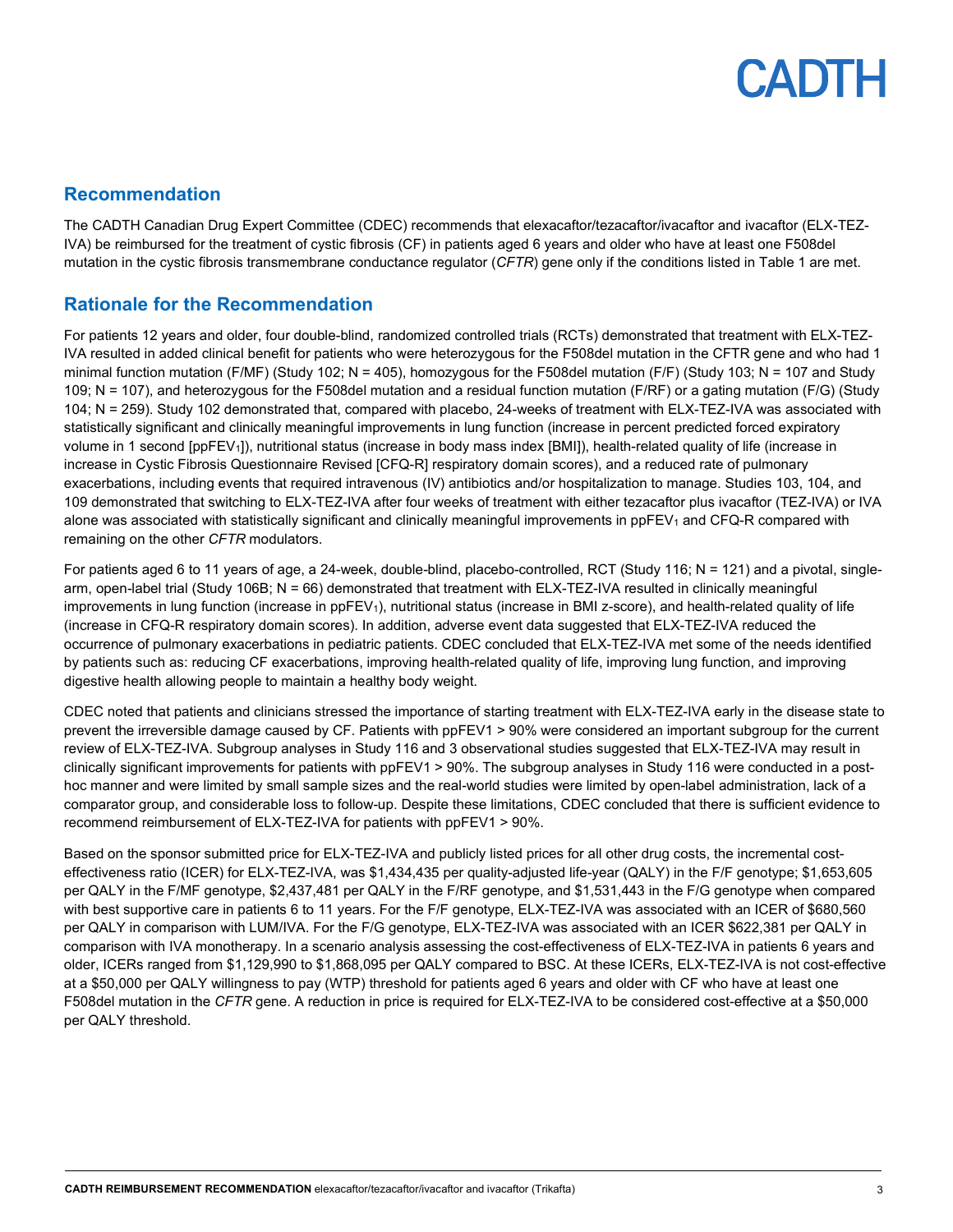## Recommendation

The CADTH Canadian Drug Expert Committee (CDEC) recommends that elexacaftor/tezacaftor/ivacaftor and ivacaftor (ELX-TEZ-IVA) be reimbursed for the treatment of cystic fibrosis (CF) in patients aged 6 years and older who have at least one F508del mutation in the cystic fibrosis transmembrane conductance regulator (*CFTR*) gene only if the conditions listed in Table 1 are met.

## Rationale for the Recommendation

For patients 12 years and older, four double-blind, randomized controlled trials (RCTs) demonstrated that treatment with ELX-TEZ-IVA resulted in added clinical benefit for patients who were heterozygous for the F508del mutation in the CFTR gene and who had 1 minimal function mutation (F/MF) (Study 102; N = 405), homozygous for the F508del mutation (F/F) (Study 103; N = 107 and Study 109; N = 107), and heterozygous for the F508del mutation and a residual function mutation (F/RF) or a gating mutation (F/G) (Study 104; N = 259). Study 102 demonstrated that, compared with placebo, 24-weeks of treatment with ELX-TEZ-IVA was associated with statistically significant and clinically meaningful improvements in lung function (increase in percent predicted forced expiratory volume in 1 second [$ppFEV_1$]), nutritional status (increase in body mass index [BMI]), health-related quality of life (increase in increase in Cystic Fibrosis Questionnaire Revised [CFQ-R] respiratory domain scores), and a reduced rate of pulmonary exacerbations, including events that required intravenous (IV) antibiotics and/or hospitalization to manage. Studies 103, 104, and 109 demonstrated that switching to ELX-TEZ-IVA after four weeks of treatment with either tezacaftor plus ivacaftor (TEZ-IVA) or IVA alone was associated with statistically significant and clinically meaningful improvements in $ppFEV_1$ and CFQ-R compared with remaining on the other *CFTR* modulators.

For patients aged 6 to 11 years of age, a 24-week, double-blind, placebo-controlled, RCT (Study 116; N = 121) and a pivotal, single-arm, open-label trial (Study 106B; N = 66) demonstrated that treatment with ELX-TEZ-IVA resulted in clinically meaningful improvements in lung function (increase in $ppFEV_1$), nutritional status (increase in BMI z-score), and health-related quality of life (increase in CFQ-R respiratory domain scores). In addition, adverse event data suggested that ELX-TEZ-IVA reduced the occurrence of pulmonary exacerbations in pediatric patients. CDEC concluded that ELX-TEZ-IVA met some of the needs identified by patients such as: reducing CF exacerbations, improving health-related quality of life, improving lung function, and improving digestive health allowing people to maintain a healthy body weight.

CDEC noted that patients and clinicians stressed the importance of starting treatment with ELX-TEZ-IVA early in the disease state to prevent the irreversible damage caused by CF. Patients with ppFEV1 > 90% were considered an important subgroup for the current review of ELX-TEZ-IVA. Subgroup analyses in Study 116 and 3 observational studies suggested that ELX-TEZ-IVA may result in clinically significant improvements for patients with ppFEV1 > 90%. The subgroup analyses in Study 116 were conducted in a post-hoc manner and were limited by small sample sizes and the real-world studies were limited by open-label administration, lack of a comparator group, and considerable loss to follow-up. Despite these limitations, CDEC concluded that there is sufficient evidence to recommend reimbursement of ELX-TEZ-IVA for patients with ppFEV1 > 90%.

Based on the sponsor submitted price for ELX-TEZ-IVA and publicly listed prices for all other drug costs, the incremental cost-effectiveness ratio (ICER) for ELX-TEZ-IVA, was $1,434,435 per quality-adjusted life-year (QALY) in the F/F genotype; $1,653,605 per QALY in the F/MF genotype, $2,437,481 per QALY in the F/RF genotype, and $1,531,443 in the F/G genotype when compared with best supportive care in patients 6 to 11 years. For the F/F genotype, ELX-TEZ-IVA was associated with an ICER of $680,560 per QALY in comparison with LUM/IVA. For the F/G genotype, ELX-TEZ-IVA was associated with an ICER $622,381 per QALY in comparison with IVA monotherapy. In a scenario analysis assessing the cost-effectiveness of ELX-TEZ-IVA in patients 6 years and older, ICERs ranged from $1,129,990 to $1,868,095 per QALY compared to BSC. At these ICERs, ELX-TEZ-IVA is not cost-effective at a $50,000 per QALY willingness to pay (WTP) threshold for patients aged 6 years and older with CF who have at least one F508del mutation in the *CFTR* gene. A reduction in price is required for ELX-TEZ-IVA to be considered cost-effective at a $50,000 per QALY threshold.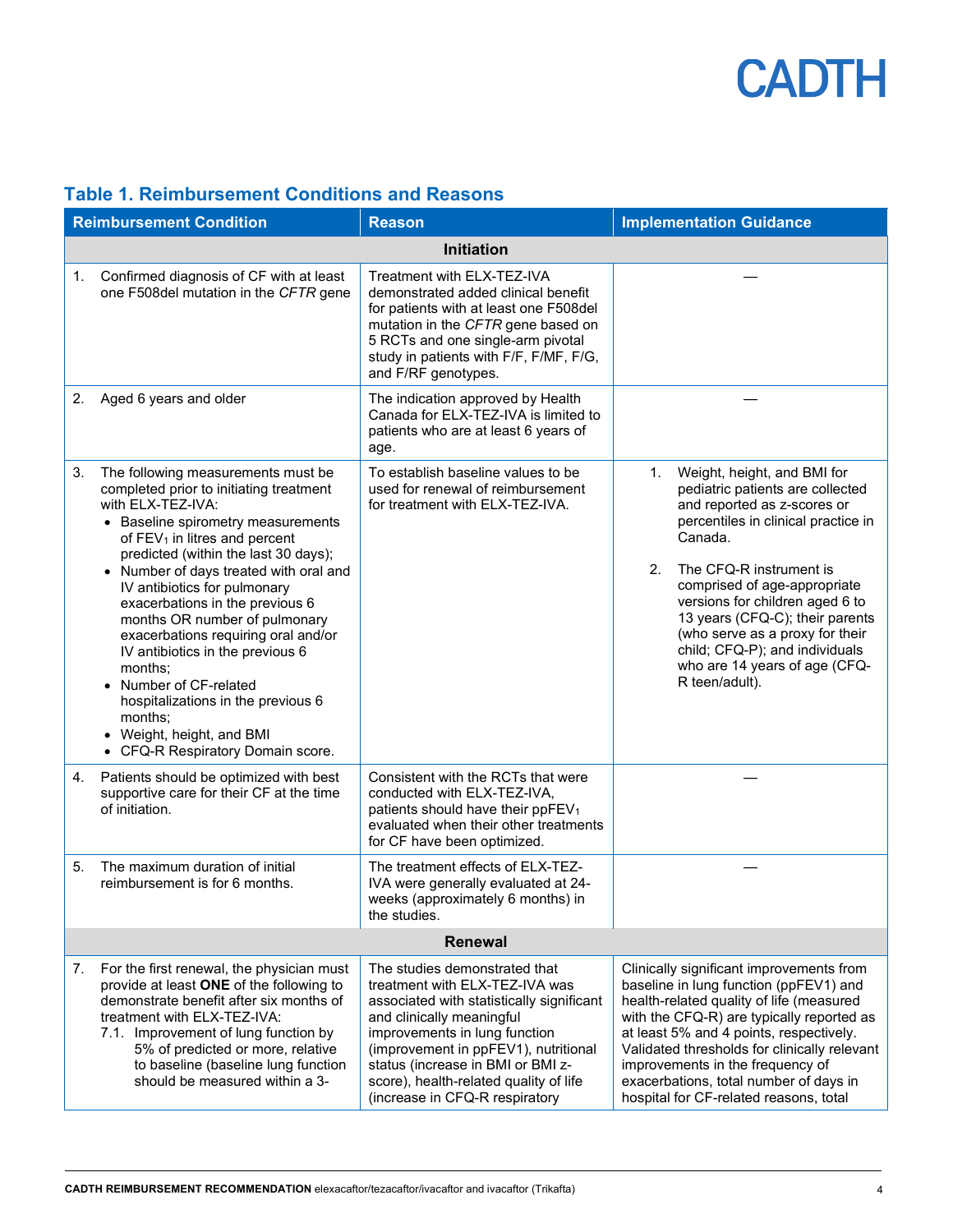## Table 1. Reimbursement Conditions and Reasons

| Reimbursement Condition | Reason | Implementation Guidance |
|---|---|---|
| **Initiation** | | |
| 1. Confirmed diagnosis of CF with at least one F508del mutation in the *CFTR* gene | Treatment with ELX-TEZ-IVA demonstrated added clinical benefit for patients with at least one F508del mutation in the *CFTR* gene based on 5 RCTs and one single-arm pivotal study in patients with F/F, F/MF, F/G, and F/RF genotypes. | — |
| 2. Aged 6 years and older | The indication approved by Health Canada for ELX-TEZ-IVA is limited to patients who are at least 6 years of age. | — |
| 3. The following measurements must be completed prior to initiating treatment with ELX-TEZ-IVA: <br>• Baseline spirometry measurements of $FEV_1$ in litres and percent predicted (within the last 30 days); <br>• Number of days treated with oral and IV antibiotics for pulmonary exacerbations in the previous 6 months OR number of pulmonary exacerbations requiring oral and/or IV antibiotics in the previous 6 months; <br>• Number of CF-related hospitalizations in the previous 6 months; <br>• Weight, height, and BMI <br>• CFQ-R Respiratory Domain score. | To establish baseline values to be used for renewal of reimbursement for treatment with ELX-TEZ-IVA. | 1. Weight, height, and BMI for pediatric patients are collected and reported as z-scores or percentiles in clinical practice in Canada. <br><br>2. The CFQ-R instrument is comprised of age-appropriate versions for children aged 6 to 13 years (CFQ-C); their parents (who serve as a proxy for their child; CFQ-P); and individuals who are 14 years of age (CFQ-R teen/adult). |
| 4. Patients should be optimized with best supportive care for their CF at the time of initiation. | Consistent with the RCTs that were conducted with ELX-TEZ-IVA, patients should have their $ppFEV_1$ evaluated when their other treatments for CF have been optimized. | — |
| 5. The maximum duration of initial reimbursement is for 6 months. | The treatment effects of ELX-TEZ-IVA were generally evaluated at 24-weeks (approximately 6 months) in the studies. | — |
| **Renewal** | | |
| 7. For the first renewal, the physician must provide at least **ONE** of the following to demonstrate benefit after six months of treatment with ELX-TEZ-IVA: <br>7.1. Improvement of lung function by 5% of predicted or more, relative to baseline (baseline lung function should be measured within a 3- | The studies demonstrated that treatment with ELX-TEZ-IVA was associated with statistically significant and clinically meaningful improvements in lung function (improvement in ppFEV1), nutritional status (increase in BMI or BMI z-score), health-related quality of life (increase in CFQ-R respiratory | Clinically significant improvements from baseline in lung function (ppFEV1) and health-related quality of life (measured with the CFQ-R) are typically reported as at least 5% and 4 points, respectively. Validated thresholds for clinically relevant improvements in the frequency of exacerbations, total number of days in hospital for CF-related reasons, total |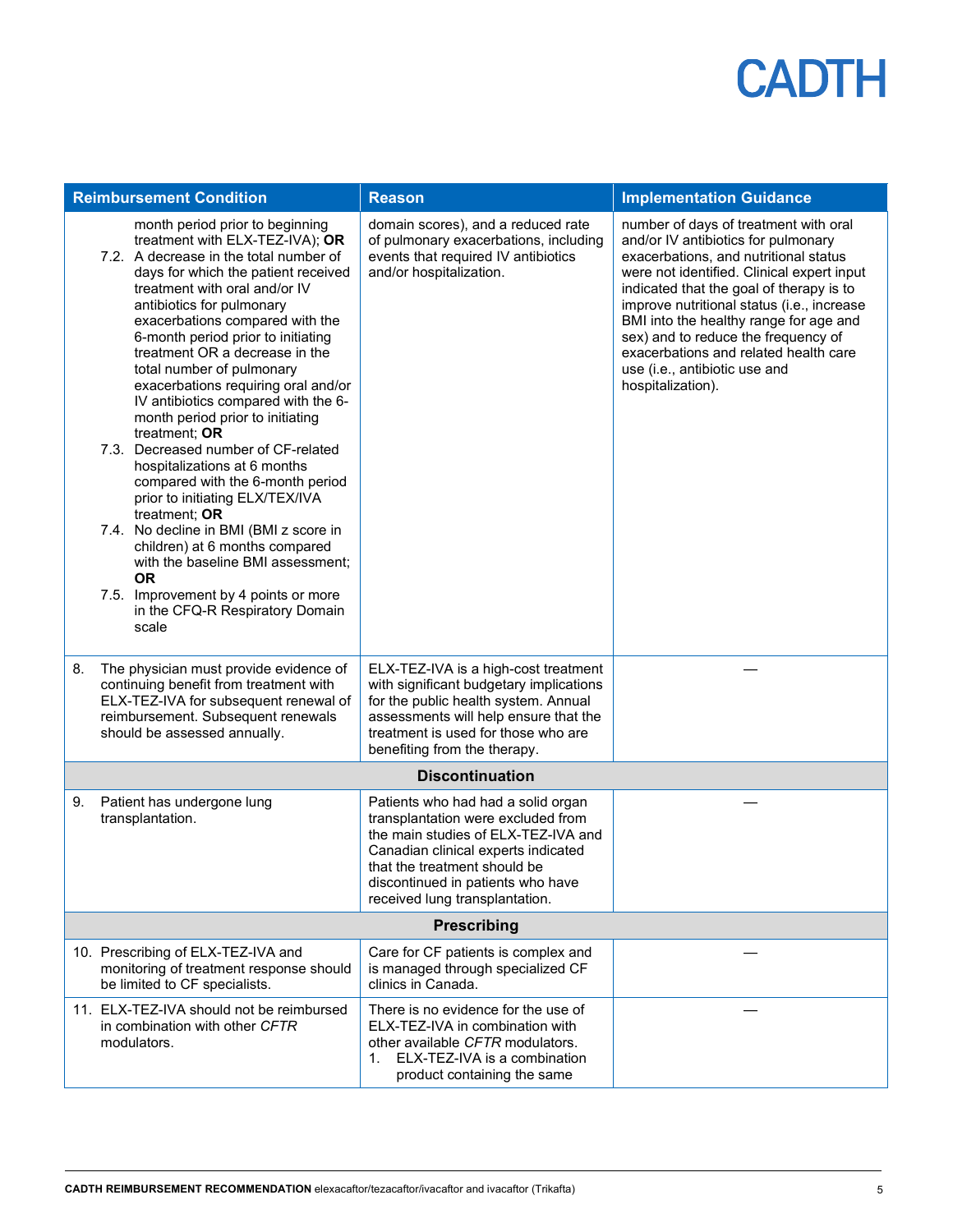| Reimbursement Condition | Reason | Implementation Guidance |
|---|---|---|
| month period prior to beginning treatment with ELX-TEZ-IVA); **OR**<br>7.2. A decrease in the total number of days for which the patient received treatment with oral and/or IV antibiotics for pulmonary exacerbations compared with the 6-month period prior to initiating treatment OR a decrease in the total number of pulmonary exacerbations requiring oral and/or IV antibiotics compared with the 6-month period prior to initiating treatment; **OR**<br>7.3. Decreased number of CF-related hospitalizations at 6 months compared with the 6-month period prior to initiating ELX/TEX/IVA treatment; **OR**<br>7.4. No decline in BMI (BMI z score in children) at 6 months compared with the baseline BMI assessment; **OR**<br>7.5. Improvement by 4 points or more in the CFQ-R Respiratory Domain scale | domain scores), and a reduced rate of pulmonary exacerbations, including events that required IV antibiotics and/or hospitalization. | number of days of treatment with oral and/or IV antibiotics for pulmonary exacerbations, and nutritional status were not identified. Clinical expert input indicated that the goal of therapy is to improve nutritional status (i.e., increase BMI into the healthy range for age and sex) and to reduce the frequency of exacerbations and related health care use (i.e., antibiotic use and hospitalization). |
| 8. The physician must provide evidence of continuing benefit from treatment with ELX-TEZ-IVA for subsequent renewal of reimbursement. Subsequent renewals should be assessed annually. | ELX-TEZ-IVA is a high-cost treatment with significant budgetary implications for the public health system. Annual assessments will help ensure that the treatment is used for those who are benefiting from the therapy. | — |
| **Discontinuation** | | |
| 9. Patient has undergone lung transplantation. | Patients who had had a solid organ transplantation were excluded from the main studies of ELX-TEZ-IVA and Canadian clinical experts indicated that the treatment should be discontinued in patients who have received lung transplantation. | — |
| **Prescribing** | | |
| 10. Prescribing of ELX-TEZ-IVA and monitoring of treatment response should be limited to CF specialists. | Care for CF patients is complex and is managed through specialized CF clinics in Canada. | — |
| 11. ELX-TEZ-IVA should not be reimbursed in combination with other *CFTR* modulators. | There is no evidence for the use of ELX-TEZ-IVA in combination with other available *CFTR* modulators.<br>1. ELX-TEZ-IVA is a combination product containing the same | — |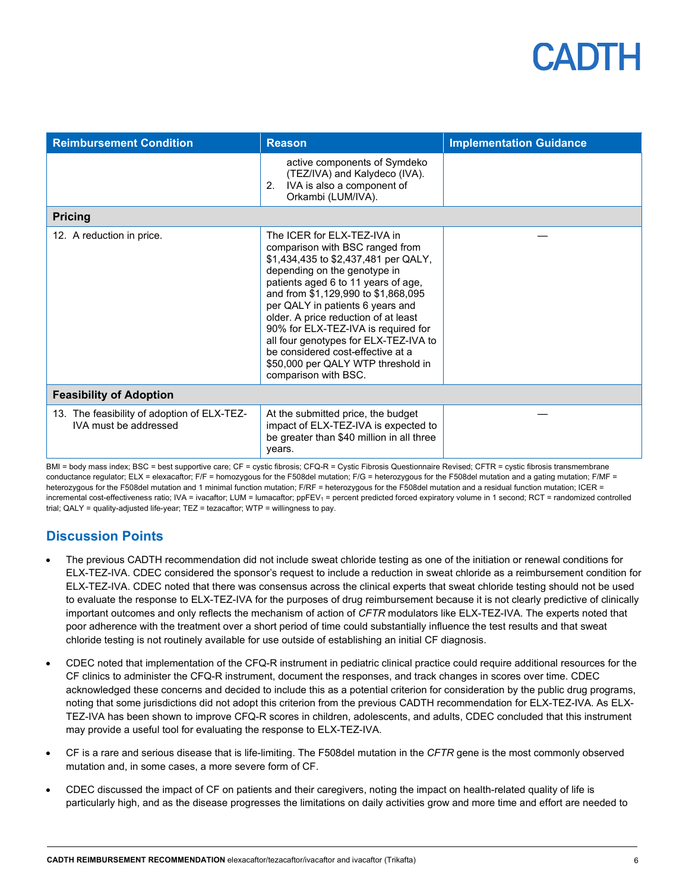| Reimbursement Condition | Reason | Implementation Guidance |
| --- | --- | --- |
| | active components of Symdeko (TEZ/IVA) and Kalydeco (IVA).<br>2. IVA is also a component of Orkambi (LUM/IVA). | |
| **Pricing** | | |
| 12. A reduction in price. | The ICER for ELX-TEZ-IVA in comparison with BSC ranged from $1,434,435 to $2,437,481 per QALY, depending on the genotype in patients aged 6 to 11 years of age, and from $1,129,990 to $1,868,095 per QALY in patients 6 years and older. A price reduction of at least 90% for ELX-TEZ-IVA is required for all four genotypes for ELX-TEZ-IVA to be considered cost-effective at a $50,000 per QALY WTP threshold in comparison with BSC. | — |
| **Feasibility of Adoption** | | |
| 13. The feasibility of adoption of ELX-TEZ-IVA must be addressed | At the submitted price, the budget impact of ELX-TEZ-IVA is expected to be greater than $40 million in all three years. | — |

BMI = body mass index; BSC = best supportive care; CF = cystic fibrosis; CFQ-R = Cystic Fibrosis Questionnaire Revised; CFTR = cystic fibrosis transmembrane conductance regulator; ELX = elexacaftor; F/F = homozygous for the F508del mutation; F/G = heterozygous for the F508del mutation and a gating mutation; F/MF = heterozygous for the F508del mutation and 1 minimal function mutation; F/RF = heterozygous for the F508del mutation and a residual function mutation; ICER = incremental cost-effectiveness ratio; IVA = ivacaftor; LUM = lumacaftor; $ppFEV_1$ = percent predicted forced expiratory volume in 1 second; RCT = randomized controlled trial; QALY = quality-adjusted life-year; TEZ = tezacaftor; WTP = willingness to pay.

## Discussion Points

- The previous CADTH recommendation did not include sweat chloride testing as one of the initiation or renewal conditions for ELX-TEZ-IVA. CDEC considered the sponsor's request to include a reduction in sweat chloride as a reimbursement condition for ELX-TEZ-IVA. CDEC noted that there was consensus across the clinical experts that sweat chloride testing should not be used to evaluate the response to ELX-TEZ-IVA for the purposes of drug reimbursement because it is not clearly predictive of clinically important outcomes and only reflects the mechanism of action of *CFTR* modulators like ELX-TEZ-IVA. The experts noted that poor adherence with the treatment over a short period of time could substantially influence the test results and that sweat chloride testing is not routinely available for use outside of establishing an initial CF diagnosis.
- CDEC noted that implementation of the CFQ-R instrument in pediatric clinical practice could require additional resources for the CF clinics to administer the CFQ-R instrument, document the responses, and track changes in scores over time. CDEC acknowledged these concerns and decided to include this as a potential criterion for consideration by the public drug programs, noting that some jurisdictions did not adopt this criterion from the previous CADTH recommendation for ELX-TEZ-IVA. As ELX-TEZ-IVA has been shown to improve CFQ-R scores in children, adolescents, and adults, CDEC concluded that this instrument may provide a useful tool for evaluating the response to ELX-TEZ-IVA.
- CF is a rare and serious disease that is life-limiting. The F508del mutation in the *CFTR* gene is the most commonly observed mutation and, in some cases, a more severe form of CF.
- CDEC discussed the impact of CF on patients and their caregivers, noting the impact on health-related quality of life is particularly high, and as the disease progresses the limitations on daily activities grow and more time and effort are needed to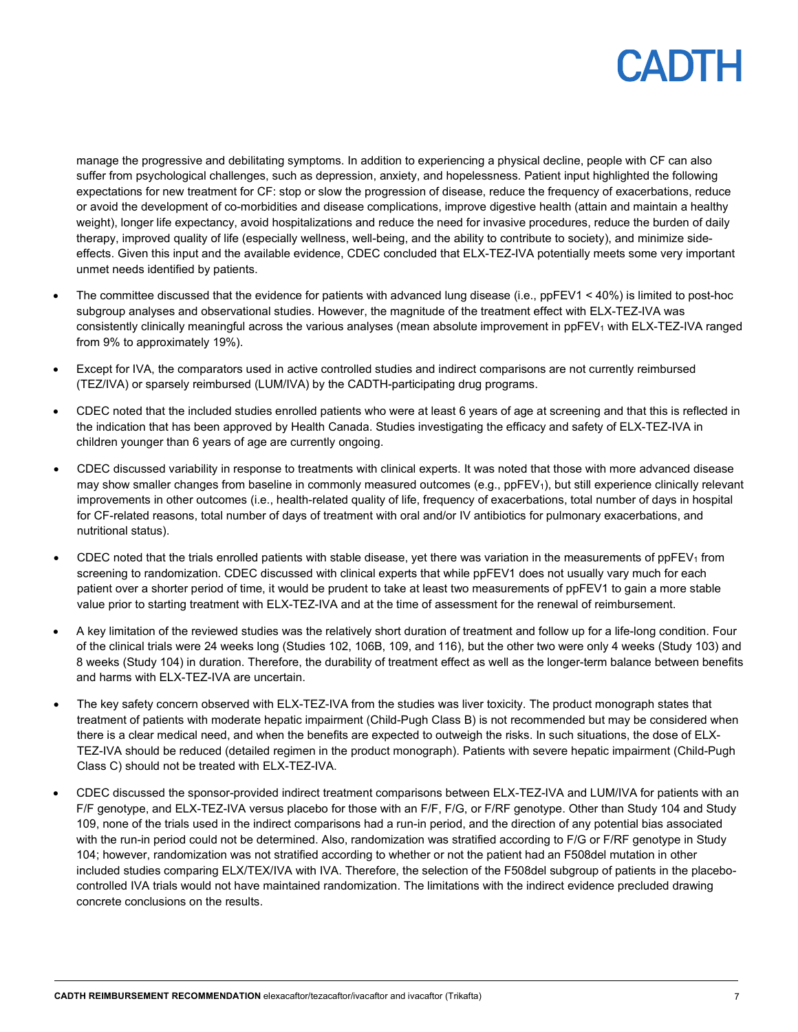manage the progressive and debilitating symptoms. In addition to experiencing a physical decline, people with CF can also suffer from psychological challenges, such as depression, anxiety, and hopelessness. Patient input highlighted the following expectations for new treatment for CF: stop or slow the progression of disease, reduce the frequency of exacerbations, reduce or avoid the development of co-morbidities and disease complications, improve digestive health (attain and maintain a healthy weight), longer life expectancy, avoid hospitalizations and reduce the need for invasive procedures, reduce the burden of daily therapy, improved quality of life (especially wellness, well-being, and the ability to contribute to society), and minimize side-effects. Given this input and the available evidence, CDEC concluded that ELX-TEZ-IVA potentially meets some very important unmet needs identified by patients.

- The committee discussed that the evidence for patients with advanced lung disease (i.e., ppFEV1 < 40%) is limited to post-hoc subgroup analyses and observational studies. However, the magnitude of the treatment effect with ELX-TEZ-IVA was consistently clinically meaningful across the various analyses (mean absolute improvement in $ppFEV_1$ with ELX-TEZ-IVA ranged from 9% to approximately 19%).
- Except for IVA, the comparators used in active controlled studies and indirect comparisons are not currently reimbursed (TEZ/IVA) or sparsely reimbursed (LUM/IVA) by the CADTH-participating drug programs.
- CDEC noted that the included studies enrolled patients who were at least 6 years of age at screening and that this is reflected in the indication that has been approved by Health Canada. Studies investigating the efficacy and safety of ELX-TEZ-IVA in children younger than 6 years of age are currently ongoing.
- CDEC discussed variability in response to treatments with clinical experts. It was noted that those with more advanced disease may show smaller changes from baseline in commonly measured outcomes (e.g., $ppFEV_1$), but still experience clinically relevant improvements in other outcomes (i.e., health-related quality of life, frequency of exacerbations, total number of days in hospital for CF-related reasons, total number of days of treatment with oral and/or IV antibiotics for pulmonary exacerbations, and nutritional status).
- CDEC noted that the trials enrolled patients with stable disease, yet there was variation in the measurements of $ppFEV_1$ from screening to randomization. CDEC discussed with clinical experts that while ppFEV1 does not usually vary much for each patient over a shorter period of time, it would be prudent to take at least two measurements of ppFEV1 to gain a more stable value prior to starting treatment with ELX-TEZ-IVA and at the time of assessment for the renewal of reimbursement.
- A key limitation of the reviewed studies was the relatively short duration of treatment and follow up for a life-long condition. Four of the clinical trials were 24 weeks long (Studies 102, 106B, 109, and 116), but the other two were only 4 weeks (Study 103) and 8 weeks (Study 104) in duration. Therefore, the durability of treatment effect as well as the longer-term balance between benefits and harms with ELX-TEZ-IVA are uncertain.
- The key safety concern observed with ELX-TEZ-IVA from the studies was liver toxicity. The product monograph states that treatment of patients with moderate hepatic impairment (Child-Pugh Class B) is not recommended but may be considered when there is a clear medical need, and when the benefits are expected to outweigh the risks. In such situations, the dose of ELX-TEZ-IVA should be reduced (detailed regimen in the product monograph). Patients with severe hepatic impairment (Child-Pugh Class C) should not be treated with ELX-TEZ-IVA.
- CDEC discussed the sponsor-provided indirect treatment comparisons between ELX-TEZ-IVA and LUM/IVA for patients with an F/F genotype, and ELX-TEZ-IVA versus placebo for those with an F/F, F/G, or F/RF genotype. Other than Study 104 and Study 109, none of the trials used in the indirect comparisons had a run-in period, and the direction of any potential bias associated with the run-in period could not be determined. Also, randomization was stratified according to F/G or F/RF genotype in Study 104; however, randomization was not stratified according to whether or not the patient had an F508del mutation in other included studies comparing ELX/TEX/IVA with IVA. Therefore, the selection of the F508del subgroup of patients in the placebo-controlled IVA trials would not have maintained randomization. The limitations with the indirect evidence precluded drawing concrete conclusions on the results.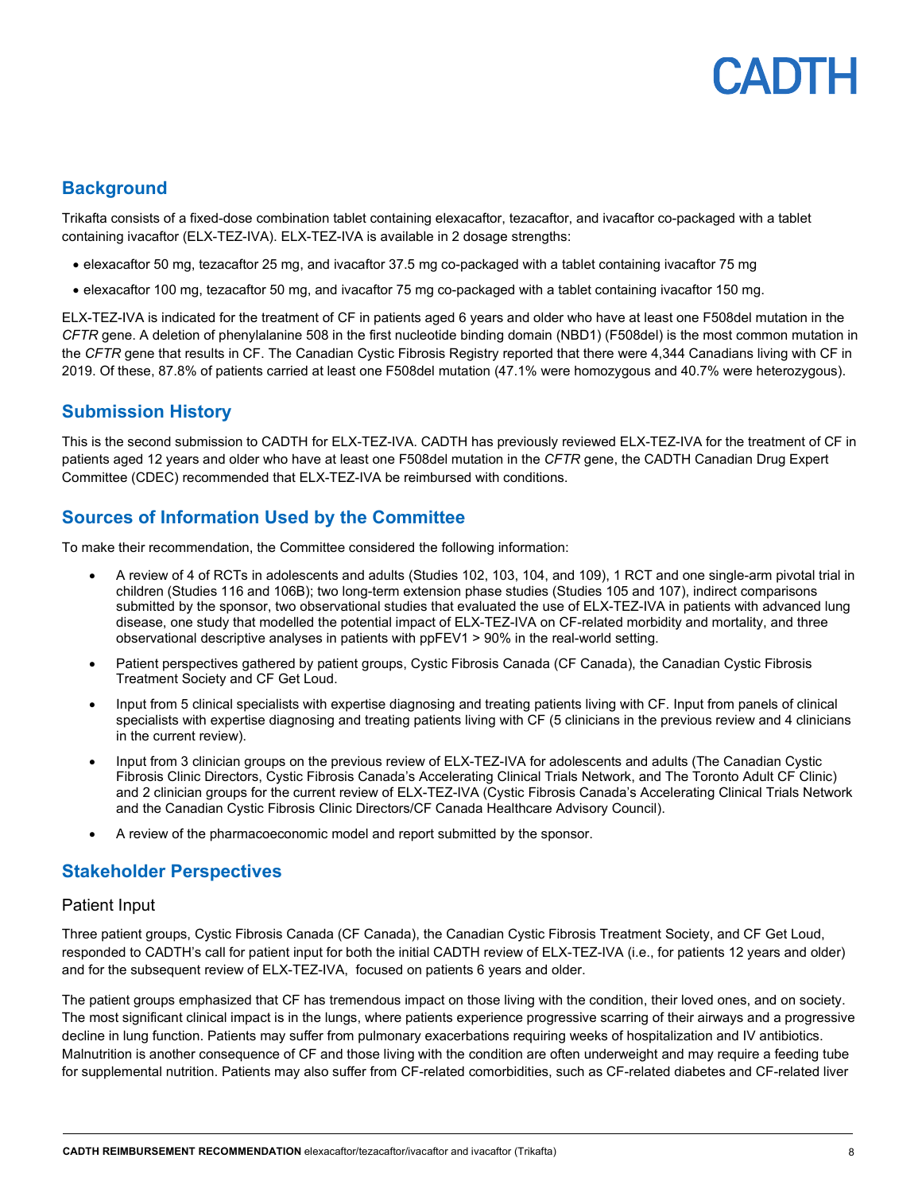## Background

Trikafta consists of a fixed-dose combination tablet containing elexacaftor, tezacaftor, and ivacaftor co-packaged with a tablet containing ivacaftor (ELX-TEZ-IVA). ELX-TEZ-IVA is available in 2 dosage strengths:

- elexacaftor 50 mg, tezacaftor 25 mg, and ivacaftor 37.5 mg co-packaged with a tablet containing ivacaftor 75 mg
- elexacaftor 100 mg, tezacaftor 50 mg, and ivacaftor 75 mg co-packaged with a tablet containing ivacaftor 150 mg.

ELX-TEZ-IVA is indicated for the treatment of CF in patients aged 6 years and older who have at least one F508del mutation in the *CFTR* gene. A deletion of phenylalanine 508 in the first nucleotide binding domain (NBD1) (F508del) is the most common mutation in the *CFTR* gene that results in CF. The Canadian Cystic Fibrosis Registry reported that there were 4,344 Canadians living with CF in 2019. Of these, 87.8% of patients carried at least one F508del mutation (47.1% were homozygous and 40.7% were heterozygous).

## Submission History

This is the second submission to CADTH for ELX-TEZ-IVA. CADTH has previously reviewed ELX-TEZ-IVA for the treatment of CF in patients aged 12 years and older who have at least one F508del mutation in the *CFTR* gene, the CADTH Canadian Drug Expert Committee (CDEC) recommended that ELX-TEZ-IVA be reimbursed with conditions.

## Sources of Information Used by the Committee

To make their recommendation, the Committee considered the following information:

- A review of 4 of RCTs in adolescents and adults (Studies 102, 103, 104, and 109), 1 RCT and one single-arm pivotal trial in children (Studies 116 and 106B); two long-term extension phase studies (Studies 105 and 107), indirect comparisons submitted by the sponsor, two observational studies that evaluated the use of ELX-TEZ-IVA in patients with advanced lung disease, one study that modelled the potential impact of ELX-TEZ-IVA on CF-related morbidity and mortality, and three observational descriptive analyses in patients with ppFEV1 > 90% in the real-world setting.
- Patient perspectives gathered by patient groups, Cystic Fibrosis Canada (CF Canada), the Canadian Cystic Fibrosis Treatment Society and CF Get Loud.
- Input from 5 clinical specialists with expertise diagnosing and treating patients living with CF. Input from panels of clinical specialists with expertise diagnosing and treating patients living with CF (5 clinicians in the previous review and 4 clinicians in the current review).
- Input from 3 clinician groups on the previous review of ELX-TEZ-IVA for adolescents and adults (The Canadian Cystic Fibrosis Clinic Directors, Cystic Fibrosis Canada's Accelerating Clinical Trials Network, and The Toronto Adult CF Clinic) and 2 clinician groups for the current review of ELX-TEZ-IVA (Cystic Fibrosis Canada's Accelerating Clinical Trials Network and the Canadian Cystic Fibrosis Clinic Directors/CF Canada Healthcare Advisory Council).
- A review of the pharmacoeconomic model and report submitted by the sponsor.

## Stakeholder Perspectives

### Patient Input

Three patient groups, Cystic Fibrosis Canada (CF Canada), the Canadian Cystic Fibrosis Treatment Society, and CF Get Loud, responded to CADTH's call for patient input for both the initial CADTH review of ELX-TEZ-IVA (i.e., for patients 12 years and older) and for the subsequent review of ELX-TEZ-IVA, focused on patients 6 years and older.

The patient groups emphasized that CF has tremendous impact on those living with the condition, their loved ones, and on society. The most significant clinical impact is in the lungs, where patients experience progressive scarring of their airways and a progressive decline in lung function. Patients may suffer from pulmonary exacerbations requiring weeks of hospitalization and IV antibiotics. Malnutrition is another consequence of CF and those living with the condition are often underweight and may require a feeding tube for supplemental nutrition. Patients may also suffer from CF-related comorbidities, such as CF-related diabetes and CF-related liver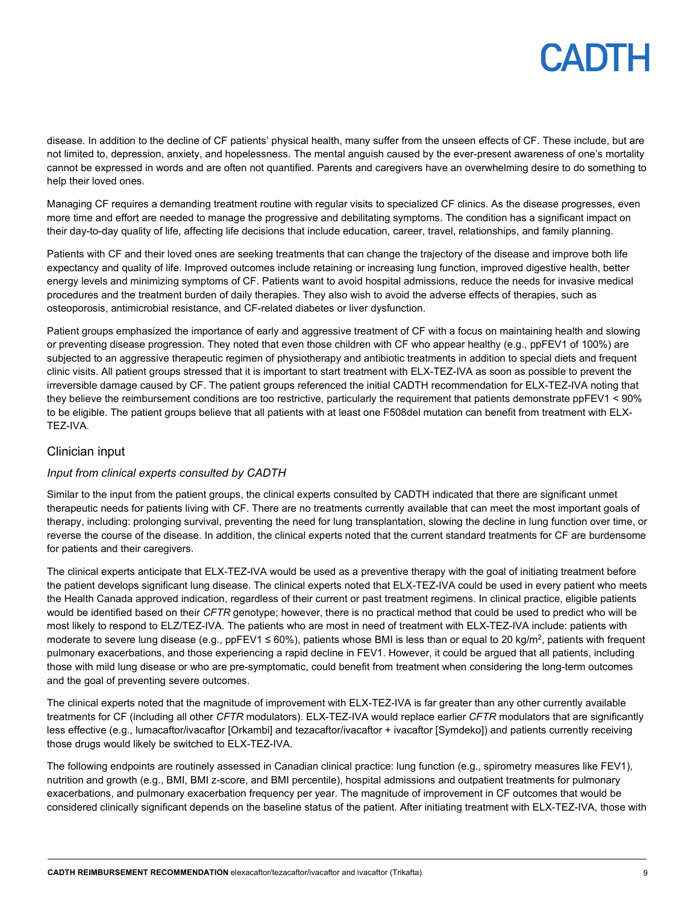disease. In addition to the decline of CF patients' physical health, many suffer from the unseen effects of CF. These include, but are not limited to, depression, anxiety, and hopelessness. The mental anguish caused by the ever-present awareness of one's mortality cannot be expressed in words and are often not quantified. Parents and caregivers have an overwhelming desire to do something to help their loved ones.

Managing CF requires a demanding treatment routine with regular visits to specialized CF clinics. As the disease progresses, even more time and effort are needed to manage the progressive and debilitating symptoms. The condition has a significant impact on their day-to-day quality of life, affecting life decisions that include education, career, travel, relationships, and family planning.

Patients with CF and their loved ones are seeking treatments that can change the trajectory of the disease and improve both life expectancy and quality of life. Improved outcomes include retaining or increasing lung function, improved digestive health, better energy levels and minimizing symptoms of CF. Patients want to avoid hospital admissions, reduce the needs for invasive medical procedures and the treatment burden of daily therapies. They also wish to avoid the adverse effects of therapies, such as osteoporosis, antimicrobial resistance, and CF-related diabetes or liver dysfunction.

Patient groups emphasized the importance of early and aggressive treatment of CF with a focus on maintaining health and slowing or preventing disease progression. They noted that even those children with CF who appear healthy (e.g., ppFEV1 of 100%) are subjected to an aggressive therapeutic regimen of physiotherapy and antibiotic treatments in addition to special diets and frequent clinic visits. All patient groups stressed that it is important to start treatment with ELX-TEZ-IVA as soon as possible to prevent the irreversible damage caused by CF. The patient groups referenced the initial CADTH recommendation for ELX-TEZ-IVA noting that they believe the reimbursement conditions are too restrictive, particularly the requirement that patients demonstrate ppFEV1 < 90% to be eligible. The patient groups believe that all patients with at least one F508del mutation can benefit from treatment with ELX-TEZ-IVA.

## Clinician input

### *Input from clinical experts consulted by CADTH*

Similar to the input from the patient groups, the clinical experts consulted by CADTH indicated that there are significant unmet therapeutic needs for patients living with CF. There are no treatments currently available that can meet the most important goals of therapy, including: prolonging survival, preventing the need for lung transplantation, slowing the decline in lung function over time, or reverse the course of the disease. In addition, the clinical experts noted that the current standard treatments for CF are burdensome for patients and their caregivers.

The clinical experts anticipate that ELX-TEZ-IVA would be used as a preventive therapy with the goal of initiating treatment before the patient develops significant lung disease. The clinical experts noted that ELX-TEZ-IVA could be used in every patient who meets the Health Canada approved indication, regardless of their current or past treatment regimens. In clinical practice, eligible patients would be identified based on their *CFTR* genotype; however, there is no practical method that could be used to predict who will be most likely to respond to ELZ/TEZ-IVA. The patients who are most in need of treatment with ELX-TEZ-IVA include: patients with moderate to severe lung disease (e.g., ppFEV1 ≤ 60%), patients whose BMI is less than or equal to 20 kg/m$^2$, patients with frequent pulmonary exacerbations, and those experiencing a rapid decline in FEV1. However, it could be argued that all patients, including those with mild lung disease or who are pre-symptomatic, could benefit from treatment when considering the long-term outcomes and the goal of preventing severe outcomes.

The clinical experts noted that the magnitude of improvement with ELX-TEZ-IVA is far greater than any other currently available treatments for CF (including all other *CFTR* modulators). ELX-TEZ-IVA would replace earlier *CFTR* modulators that are significantly less effective (e.g., lumacaftor/ivacaftor [Orkambi] and tezacaftor/ivacaftor + ivacaftor [Symdeko]) and patients currently receiving those drugs would likely be switched to ELX-TEZ-IVA.

The following endpoints are routinely assessed in Canadian clinical practice: lung function (e.g., spirometry measures like FEV1), nutrition and growth (e.g., BMI, BMI z-score, and BMI percentile), hospital admissions and outpatient treatments for pulmonary exacerbations, and pulmonary exacerbation frequency per year. The magnitude of improvement in CF outcomes that would be considered clinically significant depends on the baseline status of the patient. After initiating treatment with ELX-TEZ-IVA, those with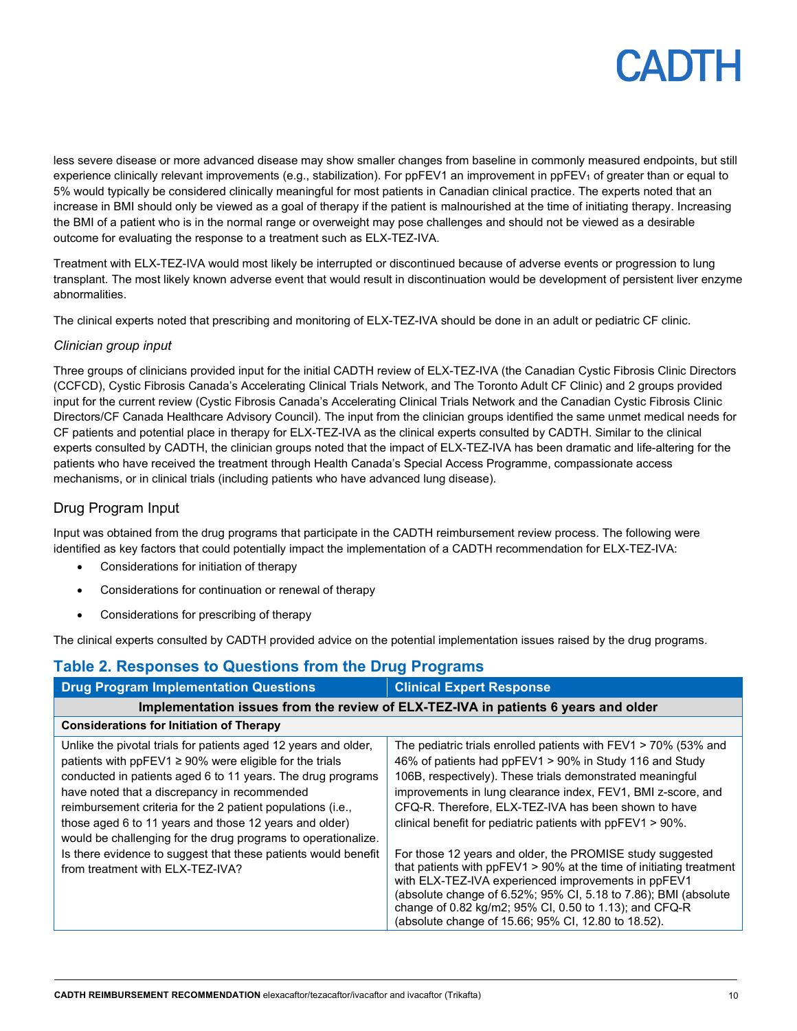less severe disease or more advanced disease may show smaller changes from baseline in commonly measured endpoints, but still experience clinically relevant improvements (e.g., stabilization). For ppFEV1 an improvement in $ppFEV_1$ of greater than or equal to 5% would typically be considered clinically meaningful for most patients in Canadian clinical practice. The experts noted that an increase in BMI should only be viewed as a goal of therapy if the patient is malnourished at the time of initiating therapy. Increasing the BMI of a patient who is in the normal range or overweight may pose challenges and should not be viewed as a desirable outcome for evaluating the response to a treatment such as ELX-TEZ-IVA.

Treatment with ELX-TEZ-IVA would most likely be interrupted or discontinued because of adverse events or progression to lung transplant. The most likely known adverse event that would result in discontinuation would be development of persistent liver enzyme abnormalities.

The clinical experts noted that prescribing and monitoring of ELX-TEZ-IVA should be done in an adult or pediatric CF clinic.

*Clinician group input*

Three groups of clinicians provided input for the initial CADTH review of ELX-TEZ-IVA (the Canadian Cystic Fibrosis Clinic Directors (CCFCD), Cystic Fibrosis Canada's Accelerating Clinical Trials Network, and The Toronto Adult CF Clinic) and 2 groups provided input for the current review (Cystic Fibrosis Canada's Accelerating Clinical Trials Network and the Canadian Cystic Fibrosis Clinic Directors/CF Canada Healthcare Advisory Council). The input from the clinician groups identified the same unmet medical needs for CF patients and potential place in therapy for ELX-TEZ-IVA as the clinical experts consulted by CADTH. Similar to the clinical experts consulted by CADTH, the clinician groups noted that the impact of ELX-TEZ-IVA has been dramatic and life-altering for the patients who have received the treatment through Health Canada's Special Access Programme, compassionate access mechanisms, or in clinical trials (including patients who have advanced lung disease).

## Drug Program Input

Input was obtained from the drug programs that participate in the CADTH reimbursement review process. The following were identified as key factors that could potentially impact the implementation of a CADTH recommendation for ELX-TEZ-IVA:

- Considerations for initiation of therapy
- Considerations for continuation or renewal of therapy
- Considerations for prescribing of therapy

The clinical experts consulted by CADTH provided advice on the potential implementation issues raised by the drug programs.

### Table 2. Responses to Questions from the Drug Programs

| Drug Program Implementation Questions | Clinical Expert Response |
|---|---|
| **Implementation issues from the review of ELX-TEZ-IVA in patients 6 years and older** | |
| **Considerations for Initiation of Therapy** | |
| Unlike the pivotal trials for patients aged 12 years and older, patients with ppFEV1 ≥ 90% were eligible for the trials conducted in patients aged 6 to 11 years. The drug programs have noted that a discrepancy in recommended reimbursement criteria for the 2 patient populations (i.e., those aged 6 to 11 years and those 12 years and older) would be challenging for the drug programs to operationalize. Is there evidence to suggest that these patients would benefit from treatment with ELX-TEZ-IVA? | The pediatric trials enrolled patients with FEV1 > 70% (53% and 46% of patients had ppFEV1 > 90% in Study 116 and Study 106B, respectively). These trials demonstrated meaningful improvements in lung clearance index, FEV1, BMI z-score, and CFQ-R. Therefore, ELX-TEZ-IVA has been shown to have clinical benefit for pediatric patients with ppFEV1 > 90%.<br><br>For those 12 years and older, the PROMISE study suggested that patients with ppFEV1 > 90% at the time of initiating treatment with ELX-TEZ-IVA experienced improvements in ppFEV1 (absolute change of 6.52%; 95% CI, 5.18 to 7.86); BMI (absolute change of 0.82 kg/m2; 95% CI, 0.50 to 1.13); and CFQ-R (absolute change of 15.66; 95% CI, 12.80 to 18.52). |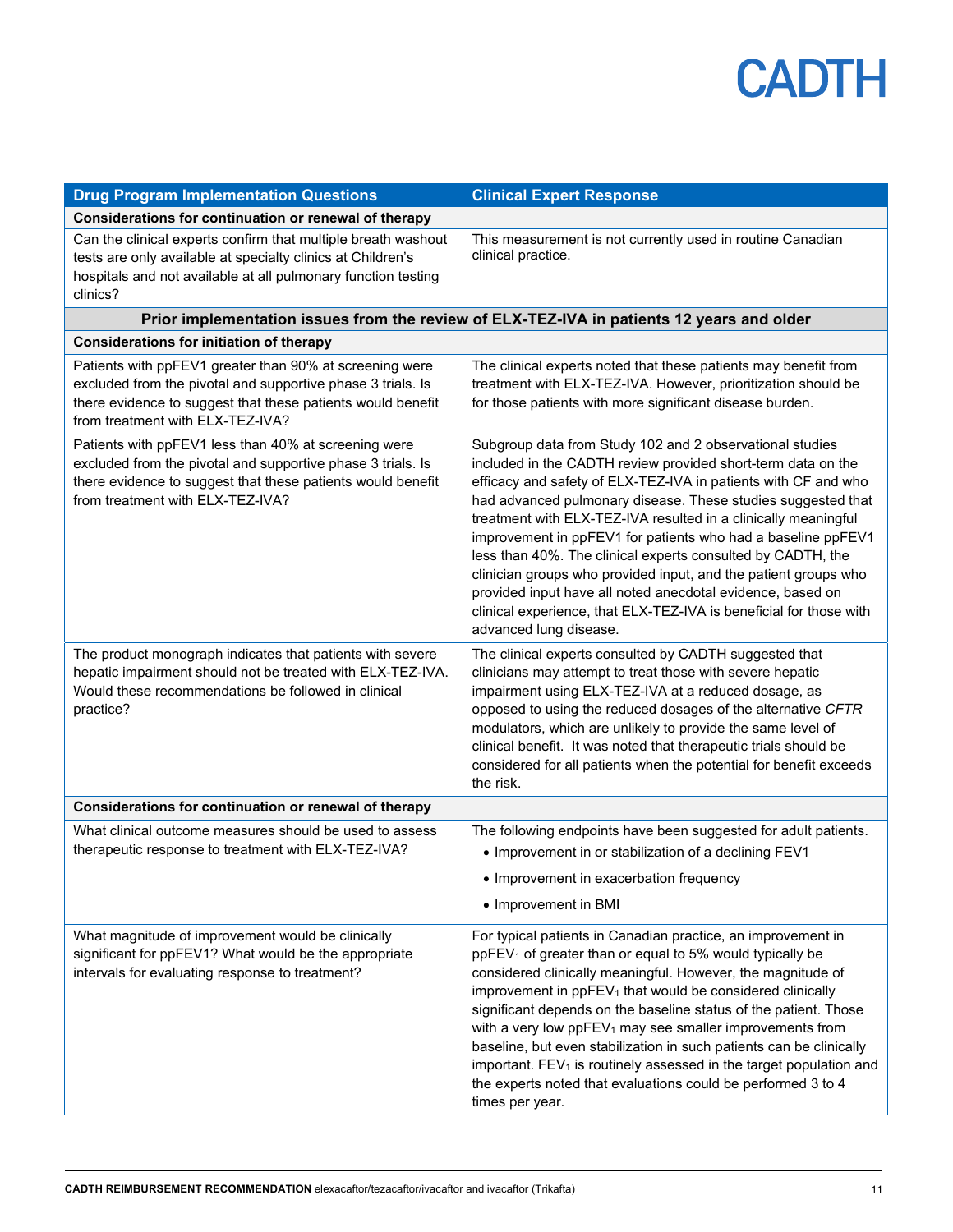| Drug Program Implementation Questions | Clinical Expert Response |
|---|---|
| **Considerations for continuation or renewal of therapy** | |
| Can the clinical experts confirm that multiple breath washout tests are only available at specialty clinics at Children's hospitals and not available at all pulmonary function testing clinics? | This measurement is not currently used in routine Canadian clinical practice. |
| **Prior implementation issues from the review of ELX-TEZ-IVA in patients 12 years and older** | |
| **Considerations for initiation of therapy** | |
| Patients with ppFEV1 greater than 90% at screening were excluded from the pivotal and supportive phase 3 trials. Is there evidence to suggest that these patients would benefit from treatment with ELX-TEZ-IVA? | The clinical experts noted that these patients may benefit from treatment with ELX-TEZ-IVA. However, prioritization should be for those patients with more significant disease burden. |
| Patients with ppFEV1 less than 40% at screening were excluded from the pivotal and supportive phase 3 trials. Is there evidence to suggest that these patients would benefit from treatment with ELX-TEZ-IVA? | Subgroup data from Study 102 and 2 observational studies included in the CADTH review provided short-term data on the efficacy and safety of ELX-TEZ-IVA in patients with CF and who had advanced pulmonary disease. These studies suggested that treatment with ELX-TEZ-IVA resulted in a clinically meaningful improvement in ppFEV1 for patients who had a baseline ppFEV1 less than 40%. The clinical experts consulted by CADTH, the clinician groups who provided input, and the patient groups who provided input have all noted anecdotal evidence, based on clinical experience, that ELX-TEZ-IVA is beneficial for those with advanced lung disease. |
| The product monograph indicates that patients with severe hepatic impairment should not be treated with ELX-TEZ-IVA. Would these recommendations be followed in clinical practice? | The clinical experts consulted by CADTH suggested that clinicians may attempt to treat those with severe hepatic impairment using ELX-TEZ-IVA at a reduced dosage, as opposed to using the reduced dosages of the alternative *CFTR* modulators, which are unlikely to provide the same level of clinical benefit. It was noted that therapeutic trials should be considered for all patients when the potential for benefit exceeds the risk. |
| **Considerations for continuation or renewal of therapy** | |
| What clinical outcome measures should be used to assess therapeutic response to treatment with ELX-TEZ-IVA? | The following endpoints have been suggested for adult patients.<br>• Improvement in or stabilization of a declining FEV1<br>• Improvement in exacerbation frequency<br>• Improvement in BMI |
| What magnitude of improvement would be clinically significant for ppFEV1? What would be the appropriate intervals for evaluating response to treatment? | For typical patients in Canadian practice, an improvement in $ppFEV_1$ of greater than or equal to 5% would typically be considered clinically meaningful. However, the magnitude of improvement in $ppFEV_1$ that would be considered clinically significant depends on the baseline status of the patient. Those with a very low $ppFEV_1$ may see smaller improvements from baseline, but even stabilization in such patients can be clinically important. $FEV_1$ is routinely assessed in the target population and the experts noted that evaluations could be performed 3 to 4 times per year. |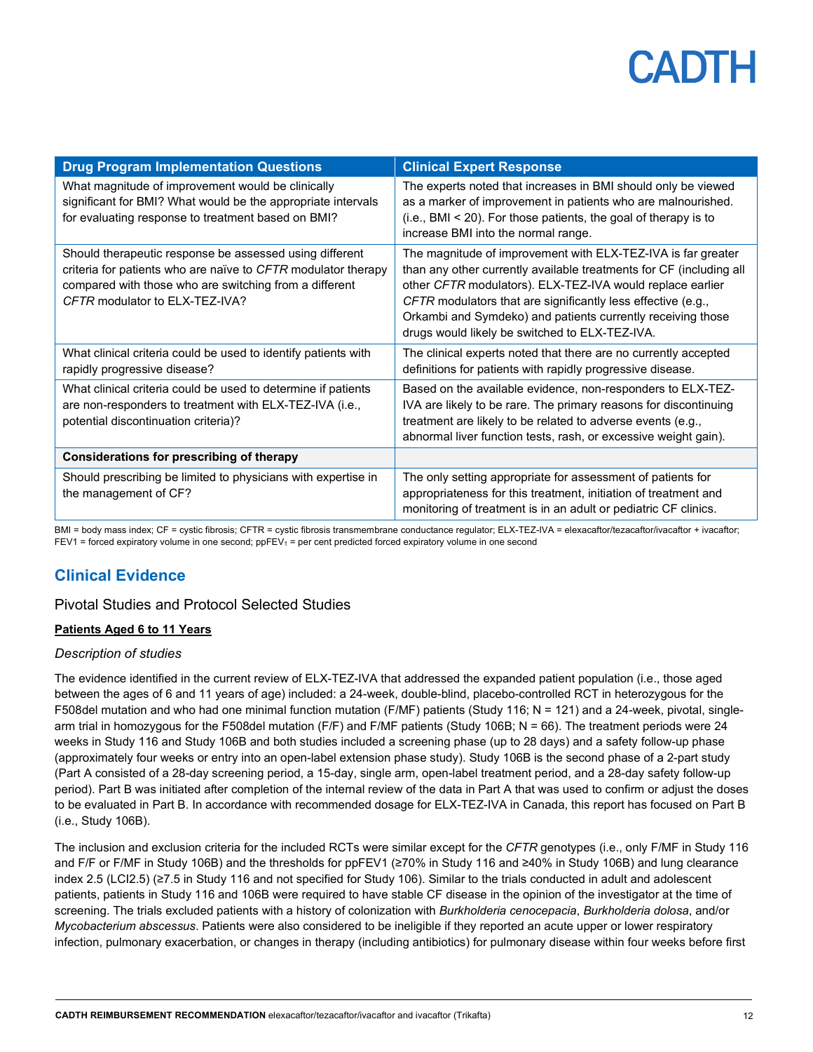| Drug Program Implementation Questions | Clinical Expert Response |
|---|---|
| What magnitude of improvement would be clinically significant for BMI? What would be the appropriate intervals for evaluating response to treatment based on BMI? | The experts noted that increases in BMI should only be viewed as a marker of improvement in patients who are malnourished. (i.e., BMI < 20). For those patients, the goal of therapy is to increase BMI into the normal range. |
| Should therapeutic response be assessed using different criteria for patients who are naïve to *CFTR* modulator therapy compared with those who are switching from a different *CFTR* modulator to ELX-TEZ-IVA? | The magnitude of improvement with ELX-TEZ-IVA is far greater than any other currently available treatments for CF (including all other *CFTR* modulators). ELX-TEZ-IVA would replace earlier *CFTR* modulators that are significantly less effective (e.g., Orkambi and Symdeko) and patients currently receiving those drugs would likely be switched to ELX-TEZ-IVA. |
| What clinical criteria could be used to identify patients with rapidly progressive disease? | The clinical experts noted that there are no currently accepted definitions for patients with rapidly progressive disease. |
| What clinical criteria could be used to determine if patients are non-responders to treatment with ELX-TEZ-IVA (i.e., potential discontinuation criteria)? | Based on the available evidence, non-responders to ELX-TEZ-IVA are likely to be rare. The primary reasons for discontinuing treatment are likely to be related to adverse events (e.g., abnormal liver function tests, rash, or excessive weight gain). |
| **Considerations for prescribing of therapy** | |
| Should prescribing be limited to physicians with expertise in the management of CF? | The only setting appropriate for assessment of patients for appropriateness for this treatment, initiation of treatment and monitoring of treatment is in an adult or pediatric CF clinics. |

BMI = body mass index; CF = cystic fibrosis; CFTR = cystic fibrosis transmembrane conductance regulator; ELX-TEZ-IVA = elexacaftor/tezacaftor/ivacaftor + ivacaftor; FEV1 = forced expiratory volume in one second; ppFEV$_1$ = per cent predicted forced expiratory volume in one second

## Clinical Evidence

### Pivotal Studies and Protocol Selected Studies

**Patients Aged 6 to 11 Years**

*Description of studies*

The evidence identified in the current review of ELX-TEZ-IVA that addressed the expanded patient population (i.e., those aged between the ages of 6 and 11 years of age) included: a 24-week, double-blind, placebo-controlled RCT in heterozygous for the F508del mutation and who had one minimal function mutation (F/MF) patients (Study 116; N = 121) and a 24-week, pivotal, single-arm trial in homozygous for the F508del mutation (F/F) and F/MF patients (Study 106B; N = 66). The treatment periods were 24 weeks in Study 116 and Study 106B and both studies included a screening phase (up to 28 days) and a safety follow-up phase (approximately four weeks or entry into an open-label extension phase study). Study 106B is the second phase of a 2-part study (Part A consisted of a 28-day screening period, a 15-day, single arm, open-label treatment period, and a 28-day safety follow-up period). Part B was initiated after completion of the internal review of the data in Part A that was used to confirm or adjust the doses to be evaluated in Part B. In accordance with recommended dosage for ELX-TEZ-IVA in Canada, this report has focused on Part B (i.e., Study 106B).

The inclusion and exclusion criteria for the included RCTs were similar except for the *CFTR* genotypes (i.e., only F/MF in Study 116 and F/F or F/MF in Study 106B) and the thresholds for ppFEV1 (≥70% in Study 116 and ≥40% in Study 106B) and lung clearance index 2.5 (LCI2.5) (≥7.5 in Study 116 and not specified for Study 106). Similar to the trials conducted in adult and adolescent patients, patients in Study 116 and 106B were required to have stable CF disease in the opinion of the investigator at the time of screening. The trials excluded patients with a history of colonization with *Burkholderia cenocepacia*, *Burkholderia dolosa*, and/or *Mycobacterium abscessus*. Patients were also considered to be ineligible if they reported an acute upper or lower respiratory infection, pulmonary exacerbation, or changes in therapy (including antibiotics) for pulmonary disease within four weeks before first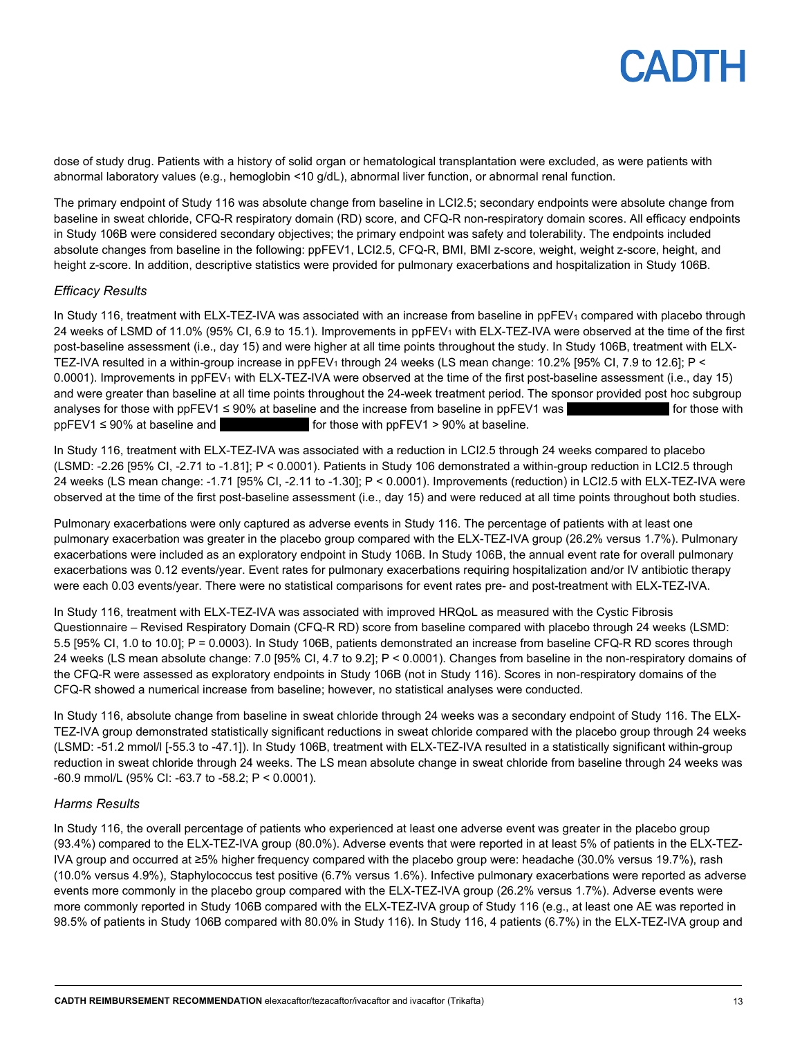dose of study drug. Patients with a history of solid organ or hematological transplantation were excluded, as were patients with abnormal laboratory values (e.g., hemoglobin <10 g/dL), abnormal liver function, or abnormal renal function.

The primary endpoint of Study 116 was absolute change from baseline in LCI2.5; secondary endpoints were absolute change from baseline in sweat chloride, CFQ-R respiratory domain (RD) score, and CFQ-R non-respiratory domain scores. All efficacy endpoints in Study 106B were considered secondary objectives; the primary endpoint was safety and tolerability. The endpoints included absolute changes from baseline in the following: ppFEV1, LCI2.5, CFQ-R, BMI, BMI z-score, weight, weight z-score, height, and height z-score. In addition, descriptive statistics were provided for pulmonary exacerbations and hospitalization in Study 106B.

### *Efficacy Results*

In Study 116, treatment with ELX-TEZ-IVA was associated with an increase from baseline in $ppFEV_1$ compared with placebo through 24 weeks of LSMD of 11.0% (95% CI, 6.9 to 15.1). Improvements in $ppFEV_1$ with ELX-TEZ-IVA were observed at the time of the first post-baseline assessment (i.e., day 15) and were higher at all time points throughout the study. In Study 106B, treatment with ELX-TEZ-IVA resulted in a within-group increase in $ppFEV_1$ through 24 weeks (LS mean change: 10.2% [95% CI, 7.9 to 12.6]; P < 0.0001). Improvements in $ppFEV_1$ with ELX-TEZ-IVA were observed at the time of the first post-baseline assessment (i.e., day 15) and were greater than baseline at all time points throughout the 24-week treatment period. The sponsor provided post hoc subgroup analyses for those with ppFEV1 ≤ 90% at baseline and the increase from baseline in ppFEV1 was [redacted] for those with ppFEV1 ≤ 90% at baseline and [redacted] for those with ppFEV1 > 90% at baseline.

In Study 116, treatment with ELX-TEZ-IVA was associated with a reduction in LCI2.5 through 24 weeks compared to placebo (LSMD: -2.26 [95% CI, -2.71 to -1.81]; P < 0.0001). Patients in Study 106 demonstrated a within-group reduction in LCI2.5 through 24 weeks (LS mean change: -1.71 [95% CI, -2.11 to -1.30]; P < 0.0001). Improvements (reduction) in LCI2.5 with ELX-TEZ-IVA were observed at the time of the first post-baseline assessment (i.e., day 15) and were reduced at all time points throughout both studies.

Pulmonary exacerbations were only captured as adverse events in Study 116. The percentage of patients with at least one pulmonary exacerbation was greater in the placebo group compared with the ELX-TEZ-IVA group (26.2% versus 1.7%). Pulmonary exacerbations were included as an exploratory endpoint in Study 106B. In Study 106B, the annual event rate for overall pulmonary exacerbations was 0.12 events/year. Event rates for pulmonary exacerbations requiring hospitalization and/or IV antibiotic therapy were each 0.03 events/year. There were no statistical comparisons for event rates pre- and post-treatment with ELX-TEZ-IVA.

In Study 116, treatment with ELX-TEZ-IVA was associated with improved HRQoL as measured with the Cystic Fibrosis Questionnaire – Revised Respiratory Domain (CFQ-R RD) score from baseline compared with placebo through 24 weeks (LSMD: 5.5 [95% CI, 1.0 to 10.0]; P = 0.0003). In Study 106B, patients demonstrated an increase from baseline CFQ-R RD scores through 24 weeks (LS mean absolute change: 7.0 [95% CI, 4.7 to 9.2]; P < 0.0001). Changes from baseline in the non-respiratory domains of the CFQ-R were assessed as exploratory endpoints in Study 106B (not in Study 116). Scores in non-respiratory domains of the CFQ-R showed a numerical increase from baseline; however, no statistical analyses were conducted.

In Study 116, absolute change from baseline in sweat chloride through 24 weeks was a secondary endpoint of Study 116. The ELX-TEZ-IVA group demonstrated statistically significant reductions in sweat chloride compared with the placebo group through 24 weeks (LSMD: -51.2 mmol/l [-55.3 to -47.1]). In Study 106B, treatment with ELX-TEZ-IVA resulted in a statistically significant within-group reduction in sweat chloride through 24 weeks. The LS mean absolute change in sweat chloride from baseline through 24 weeks was -60.9 mmol/L (95% CI: -63.7 to -58.2; P < 0.0001).

### *Harms Results*

In Study 116, the overall percentage of patients who experienced at least one adverse event was greater in the placebo group (93.4%) compared to the ELX-TEZ-IVA group (80.0%). Adverse events that were reported in at least 5% of patients in the ELX-TEZ-IVA group and occurred at ≥5% higher frequency compared with the placebo group were: headache (30.0% versus 19.7%), rash (10.0% versus 4.9%), Staphylococcus test positive (6.7% versus 1.6%). Infective pulmonary exacerbations were reported as adverse events more commonly in the placebo group compared with the ELX-TEZ-IVA group (26.2% versus 1.7%). Adverse events were more commonly reported in Study 106B compared with the ELX-TEZ-IVA group of Study 116 (e.g., at least one AE was reported in 98.5% of patients in Study 106B compared with 80.0% in Study 116). In Study 116, 4 patients (6.7%) in the ELX-TEZ-IVA group and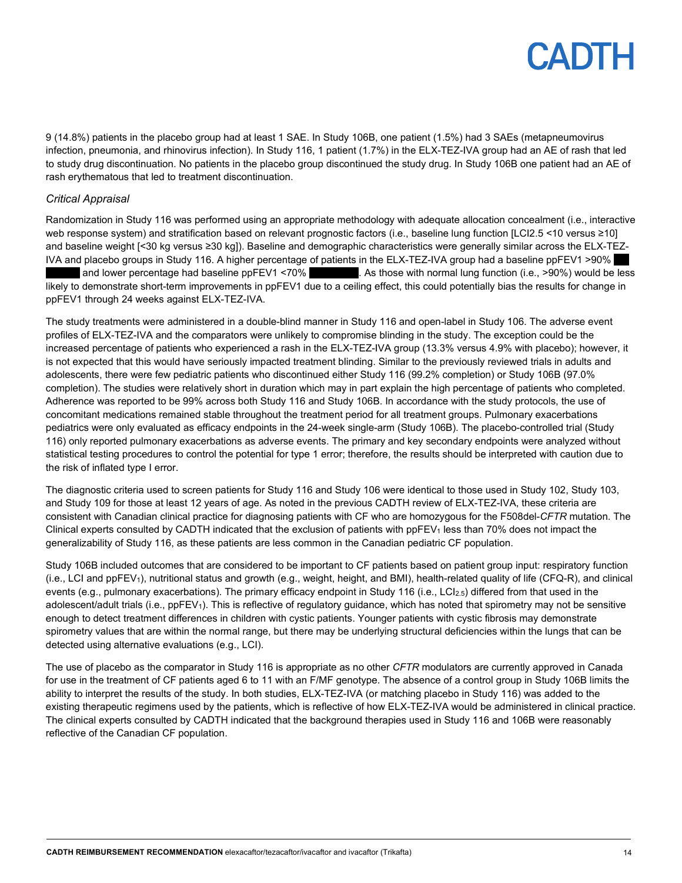9 (14.8%) patients in the placebo group had at least 1 SAE. In Study 106B, one patient (1.5%) had 3 SAEs (metapneumovirus infection, pneumonia, and rhinovirus infection). In Study 116, 1 patient (1.7%) in the ELX-TEZ-IVA group had an AE of rash that led to study drug discontinuation. No patients in the placebo group discontinued the study drug. In Study 106B one patient had an AE of rash erythematous that led to treatment discontinuation.

### *Critical Appraisal*

Randomization in Study 116 was performed using an appropriate methodology with adequate allocation concealment (i.e., interactive web response system) and stratification based on relevant prognostic factors (i.e., baseline lung function [LCI2.5 <10 versus ≥10] and baseline weight [<30 kg versus ≥30 kg]). Baseline and demographic characteristics were generally similar across the ELX-TEZ-IVA and placebo groups in Study 116. A higher percentage of patients in the ELX-TEZ-IVA group had a baseline ppFEV1 >90% and lower percentage had baseline ppFEV1 <70%. As those with normal lung function (i.e., >90%) would be less likely to demonstrate short-term improvements in ppFEV1 due to a ceiling effect, this could potentially bias the results for change in ppFEV1 through 24 weeks against ELX-TEZ-IVA.

The study treatments were administered in a double-blind manner in Study 116 and open-label in Study 106. The adverse event profiles of ELX-TEZ-IVA and the comparators were unlikely to compromise blinding in the study. The exception could be the increased percentage of patients who experienced a rash in the ELX-TEZ-IVA group (13.3% versus 4.9% with placebo); however, it is not expected that this would have seriously impacted treatment blinding. Similar to the previously reviewed trials in adults and adolescents, there were few pediatric patients who discontinued either Study 116 (99.2% completion) or Study 106B (97.0% completion). The studies were relatively short in duration which may in part explain the high percentage of patients who completed. Adherence was reported to be 99% across both Study 116 and Study 106B. In accordance with the study protocols, the use of concomitant medications remained stable throughout the treatment period for all treatment groups. Pulmonary exacerbations pediatrics were only evaluated as efficacy endpoints in the 24-week single-arm (Study 106B). The placebo-controlled trial (Study 116) only reported pulmonary exacerbations as adverse events. The primary and key secondary endpoints were analyzed without statistical testing procedures to control the potential for type 1 error; therefore, the results should be interpreted with caution due to the risk of inflated type I error.

The diagnostic criteria used to screen patients for Study 116 and Study 106 were identical to those used in Study 102, Study 103, and Study 109 for those at least 12 years of age. As noted in the previous CADTH review of ELX-TEZ-IVA, these criteria are consistent with Canadian clinical practice for diagnosing patients with CF who are homozygous for the F508del-*CFTR* mutation. The Clinical experts consulted by CADTH indicated that the exclusion of patients with $ppFEV_1$ less than 70% does not impact the generalizability of Study 116, as these patients are less common in the Canadian pediatric CF population.

Study 106B included outcomes that are considered to be important to CF patients based on patient group input: respiratory function (i.e., LCI and $ppFEV_1$), nutritional status and growth (e.g., weight, height, and BMI), health-related quality of life (CFQ-R), and clinical events (e.g., pulmonary exacerbations). The primary efficacy endpoint in Study 116 (i.e., $LCI_{2.5}$) differed from that used in the adolescent/adult trials (i.e., $ppFEV_1$). This is reflective of regulatory guidance, which has noted that spirometry may not be sensitive enough to detect treatment differences in children with cystic patients. Younger patients with cystic fibrosis may demonstrate spirometry values that are within the normal range, but there may be underlying structural deficiencies within the lungs that can be detected using alternative evaluations (e.g., LCI).

The use of placebo as the comparator in Study 116 is appropriate as no other *CFTR* modulators are currently approved in Canada for use in the treatment of CF patients aged 6 to 11 with an F/MF genotype. The absence of a control group in Study 106B limits the ability to interpret the results of the study. In both studies, ELX-TEZ-IVA (or matching placebo in Study 116) was added to the existing therapeutic regimens used by the patients, which is reflective of how ELX-TEZ-IVA would be administered in clinical practice. The clinical experts consulted by CADTH indicated that the background therapies used in Study 116 and 106B were reasonably reflective of the Canadian CF population.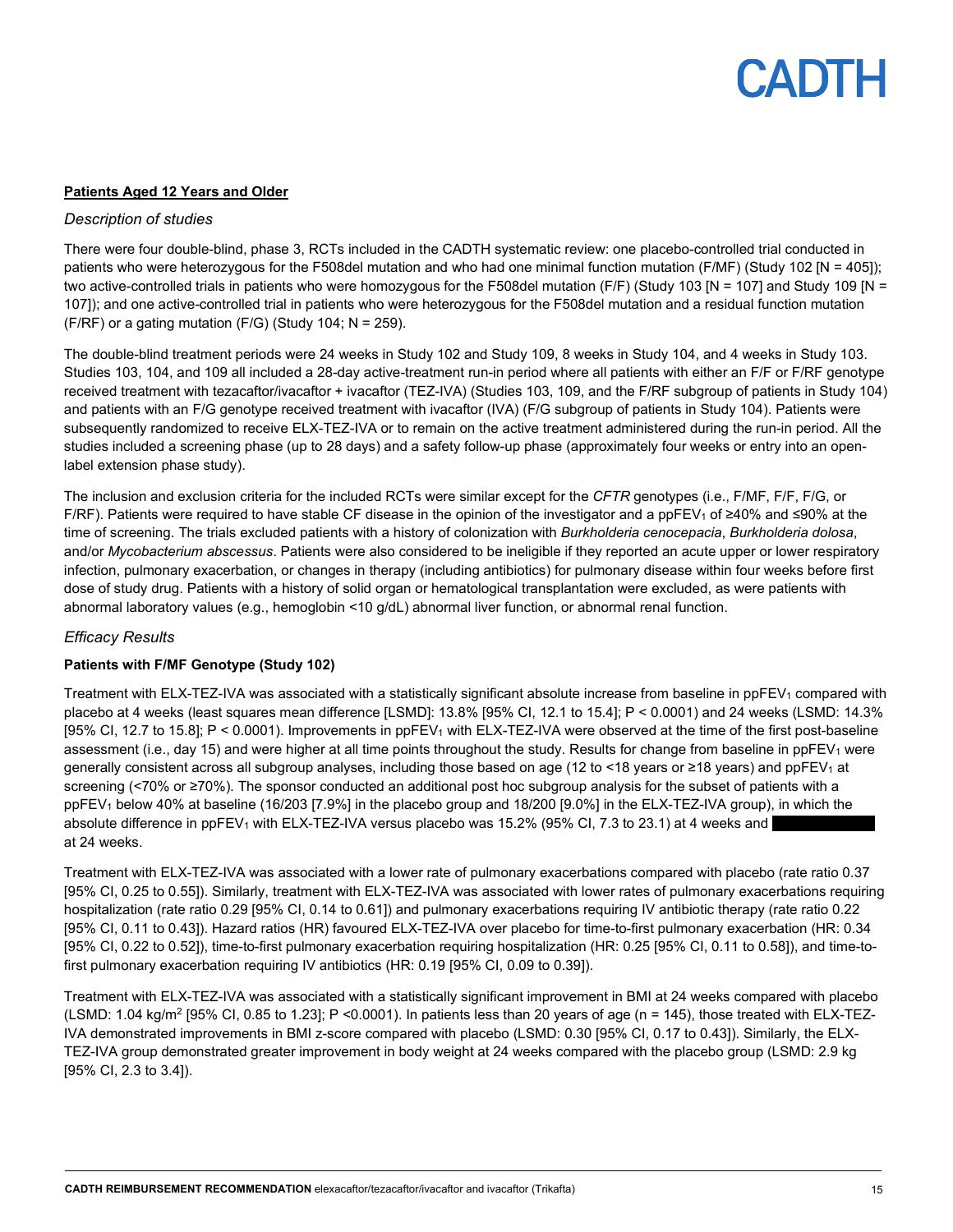**Patients Aged 12 Years and Older**

*Description of studies*

There were four double-blind, phase 3, RCTs included in the CADTH systematic review: one placebo-controlled trial conducted in patients who were heterozygous for the F508del mutation and who had one minimal function mutation (F/MF) (Study 102 [N = 405]); two active-controlled trials in patients who were homozygous for the F508del mutation (F/F) (Study 103 [N = 107] and Study 109 [N = 107]); and one active-controlled trial in patients who were heterozygous for the F508del mutation and a residual function mutation (F/RF) or a gating mutation (F/G) (Study 104; N = 259).

The double-blind treatment periods were 24 weeks in Study 102 and Study 109, 8 weeks in Study 104, and 4 weeks in Study 103. Studies 103, 104, and 109 all included a 28-day active-treatment run-in period where all patients with either an F/F or F/RF genotype received treatment with tezacaftor/ivacaftor + ivacaftor (TEZ-IVA) (Studies 103, 109, and the F/RF subgroup of patients in Study 104) and patients with an F/G genotype received treatment with ivacaftor (IVA) (F/G subgroup of patients in Study 104). Patients were subsequently randomized to receive ELX-TEZ-IVA or to remain on the active treatment administered during the run-in period. All the studies included a screening phase (up to 28 days) and a safety follow-up phase (approximately four weeks or entry into an open-label extension phase study).

The inclusion and exclusion criteria for the included RCTs were similar except for the *CFTR* genotypes (i.e., F/MF, F/F, F/G, or F/RF). Patients were required to have stable CF disease in the opinion of the investigator and a $ppFEV_1$ of ≥40% and ≤90% at the time of screening. The trials excluded patients with a history of colonization with *Burkholderia cenocepacia*, *Burkholderia dolosa*, and/or *Mycobacterium abscessus*. Patients were also considered to be ineligible if they reported an acute upper or lower respiratory infection, pulmonary exacerbation, or changes in therapy (including antibiotics) for pulmonary disease within four weeks before first dose of study drug. Patients with a history of solid organ or hematological transplantation were excluded, as were patients with abnormal laboratory values (e.g., hemoglobin <10 g/dL) abnormal liver function, or abnormal renal function.

*Efficacy Results*

**Patients with F/MF Genotype (Study 102)**

Treatment with ELX-TEZ-IVA was associated with a statistically significant absolute increase from baseline in $ppFEV_1$ compared with placebo at 4 weeks (least squares mean difference [LSMD]: 13.8% [95% CI, 12.1 to 15.4]; P < 0.0001) and 24 weeks (LSMD: 14.3% [95% CI, 12.7 to 15.8]; P < 0.0001). Improvements in $ppFEV_1$ with ELX-TEZ-IVA were observed at the time of the first post-baseline assessment (i.e., day 15) and were higher at all time points throughout the study. Results for change from baseline in $ppFEV_1$ were generally consistent across all subgroup analyses, including those based on age (12 to <18 years or ≥18 years) and $ppFEV_1$ at screening (<70% or ≥70%). The sponsor conducted an additional post hoc subgroup analysis for the subset of patients with a $ppFEV_1$ below 40% at baseline (16/203 [7.9%] in the placebo group and 18/200 [9.0%] in the ELX-TEZ-IVA group), in which the absolute difference in $ppFEV_1$ with ELX-TEZ-IVA versus placebo was 15.2% (95% CI, 7.3 to 23.1) at 4 weeks and ██████ at 24 weeks.

Treatment with ELX-TEZ-IVA was associated with a lower rate of pulmonary exacerbations compared with placebo (rate ratio 0.37 [95% CI, 0.25 to 0.55]). Similarly, treatment with ELX-TEZ-IVA was associated with lower rates of pulmonary exacerbations requiring hospitalization (rate ratio 0.29 [95% CI, 0.14 to 0.61]) and pulmonary exacerbations requiring IV antibiotic therapy (rate ratio 0.22 [95% CI, 0.11 to 0.43]). Hazard ratios (HR) favoured ELX-TEZ-IVA over placebo for time-to-first pulmonary exacerbation (HR: 0.34 [95% CI, 0.22 to 0.52]), time-to-first pulmonary exacerbation requiring hospitalization (HR: 0.25 [95% CI, 0.11 to 0.58]), and time-to-first pulmonary exacerbation requiring IV antibiotics (HR: 0.19 [95% CI, 0.09 to 0.39]).

Treatment with ELX-TEZ-IVA was associated with a statistically significant improvement in BMI at 24 weeks compared with placebo (LSMD: 1.04 $kg/m^2$ [95% CI, 0.85 to 1.23]; P <0.0001). In patients less than 20 years of age (n = 145), those treated with ELX-TEZ-IVA demonstrated improvements in BMI z-score compared with placebo (LSMD: 0.30 [95% CI, 0.17 to 0.43]). Similarly, the ELX-TEZ-IVA group demonstrated greater improvement in body weight at 24 weeks compared with the placebo group (LSMD: 2.9 kg [95% CI, 2.3 to 3.4]).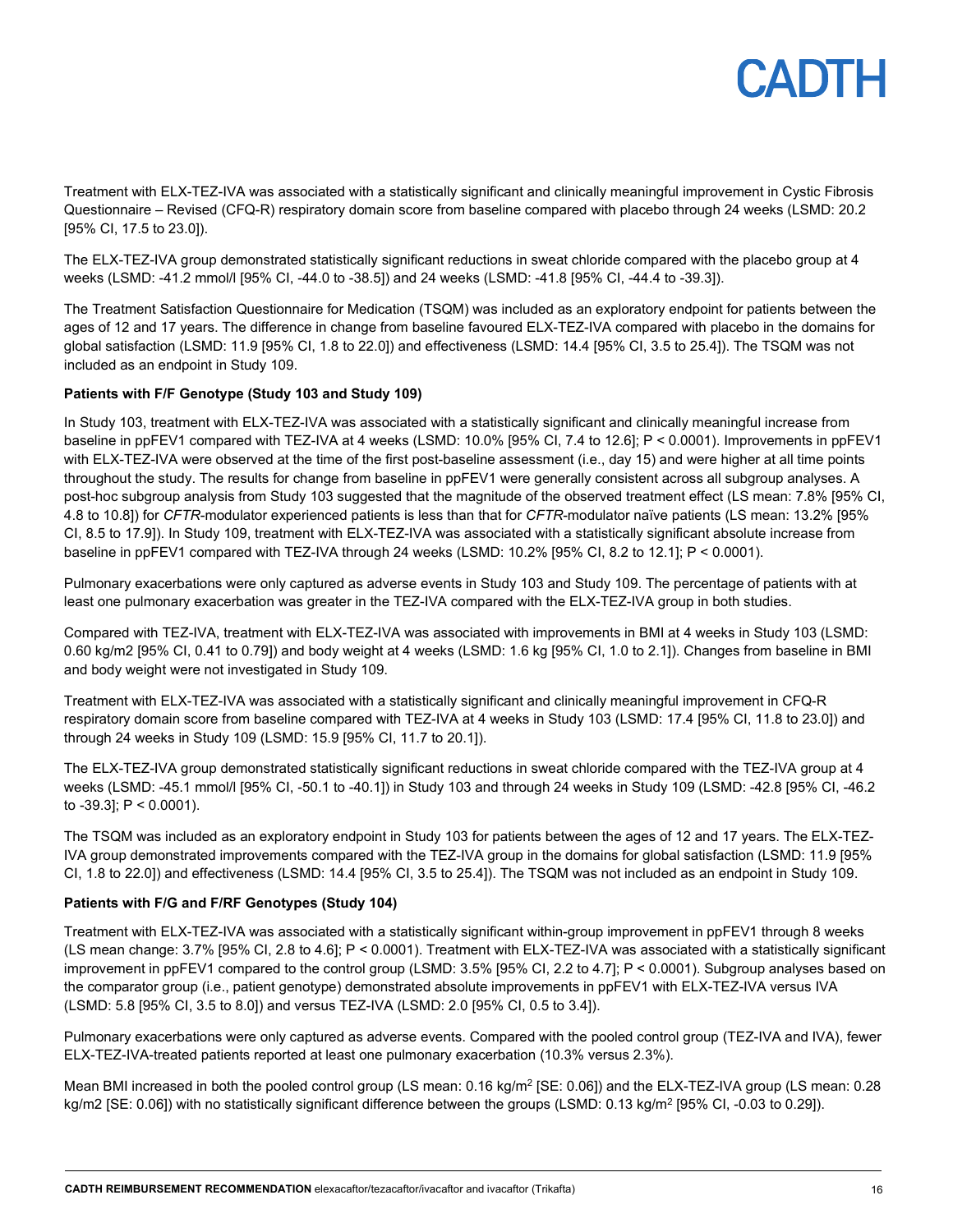Treatment with ELX-TEZ-IVA was associated with a statistically significant and clinically meaningful improvement in Cystic Fibrosis Questionnaire – Revised (CFQ-R) respiratory domain score from baseline compared with placebo through 24 weeks (LSMD: 20.2 [95% CI, 17.5 to 23.0]).

The ELX-TEZ-IVA group demonstrated statistically significant reductions in sweat chloride compared with the placebo group at 4 weeks (LSMD: -41.2 mmol/l [95% CI, -44.0 to -38.5]) and 24 weeks (LSMD: -41.8 [95% CI, -44.4 to -39.3]).

The Treatment Satisfaction Questionnaire for Medication (TSQM) was included as an exploratory endpoint for patients between the ages of 12 and 17 years. The difference in change from baseline favoured ELX-TEZ-IVA compared with placebo in the domains for global satisfaction (LSMD: 11.9 [95% CI, 1.8 to 22.0]) and effectiveness (LSMD: 14.4 [95% CI, 3.5 to 25.4]). The TSQM was not included as an endpoint in Study 109.

**Patients with F/F Genotype (Study 103 and Study 109)**

In Study 103, treatment with ELX-TEZ-IVA was associated with a statistically significant and clinically meaningful increase from baseline in ppFEV1 compared with TEZ-IVA at 4 weeks (LSMD: 10.0% [95% CI, 7.4 to 12.6]; $P < 0.0001$). Improvements in ppFEV1 with ELX-TEZ-IVA were observed at the time of the first post-baseline assessment (i.e., day 15) and were higher at all time points throughout the study. The results for change from baseline in ppFEV1 were generally consistent across all subgroup analyses. A post-hoc subgroup analysis from Study 103 suggested that the magnitude of the observed treatment effect (LS mean: 7.8% [95% CI, 4.8 to 10.8]) for *CFTR*-modulator experienced patients is less than that for *CFTR*-modulator naïve patients (LS mean: 13.2% [95% CI, 8.5 to 17.9]). In Study 109, treatment with ELX-TEZ-IVA was associated with a statistically significant absolute increase from baseline in ppFEV1 compared with TEZ-IVA through 24 weeks (LSMD: 10.2% [95% CI, 8.2 to 12.1]; $P < 0.0001$).

Pulmonary exacerbations were only captured as adverse events in Study 103 and Study 109. The percentage of patients with at least one pulmonary exacerbation was greater in the TEZ-IVA compared with the ELX-TEZ-IVA group in both studies.

Compared with TEZ-IVA, treatment with ELX-TEZ-IVA was associated with improvements in BMI at 4 weeks in Study 103 (LSMD: 0.60 kg/m2 [95% CI, 0.41 to 0.79]) and body weight at 4 weeks (LSMD: 1.6 kg [95% CI, 1.0 to 2.1]). Changes from baseline in BMI and body weight were not investigated in Study 109.

Treatment with ELX-TEZ-IVA was associated with a statistically significant and clinically meaningful improvement in CFQ-R respiratory domain score from baseline compared with TEZ-IVA at 4 weeks in Study 103 (LSMD: 17.4 [95% CI, 11.8 to 23.0]) and through 24 weeks in Study 109 (LSMD: 15.9 [95% CI, 11.7 to 20.1]).

The ELX-TEZ-IVA group demonstrated statistically significant reductions in sweat chloride compared with the TEZ-IVA group at 4 weeks (LSMD: -45.1 mmol/l [95% CI, -50.1 to -40.1]) in Study 103 and through 24 weeks in Study 109 (LSMD: -42.8 [95% CI, -46.2 to -39.3]; $P < 0.0001$).

The TSQM was included as an exploratory endpoint in Study 103 for patients between the ages of 12 and 17 years. The ELX-TEZ-IVA group demonstrated improvements compared with the TEZ-IVA group in the domains for global satisfaction (LSMD: 11.9 [95% CI, 1.8 to 22.0]) and effectiveness (LSMD: 14.4 [95% CI, 3.5 to 25.4]). The TSQM was not included as an endpoint in Study 109.

**Patients with F/G and F/RF Genotypes (Study 104)**

Treatment with ELX-TEZ-IVA was associated with a statistically significant within-group improvement in ppFEV1 through 8 weeks (LS mean change: 3.7% [95% CI, 2.8 to 4.6]; $P < 0.0001$). Treatment with ELX-TEZ-IVA was associated with a statistically significant improvement in ppFEV1 compared to the control group (LSMD: 3.5% [95% CI, 2.2 to 4.7]; $P < 0.0001$). Subgroup analyses based on the comparator group (i.e., patient genotype) demonstrated absolute improvements in ppFEV1 with ELX-TEZ-IVA versus IVA (LSMD: 5.8 [95% CI, 3.5 to 8.0]) and versus TEZ-IVA (LSMD: 2.0 [95% CI, 0.5 to 3.4]).

Pulmonary exacerbations were only captured as adverse events. Compared with the pooled control group (TEZ-IVA and IVA), fewer ELX-TEZ-IVA-treated patients reported at least one pulmonary exacerbation (10.3% versus 2.3%).

Mean BMI increased in both the pooled control group (LS mean: 0.16 $kg/m^2$ [SE: 0.06]) and the ELX-TEZ-IVA group (LS mean: 0.28 kg/m2 [SE: 0.06]) with no statistically significant difference between the groups (LSMD: 0.13 $kg/m^2$ [95% CI, -0.03 to 0.29]).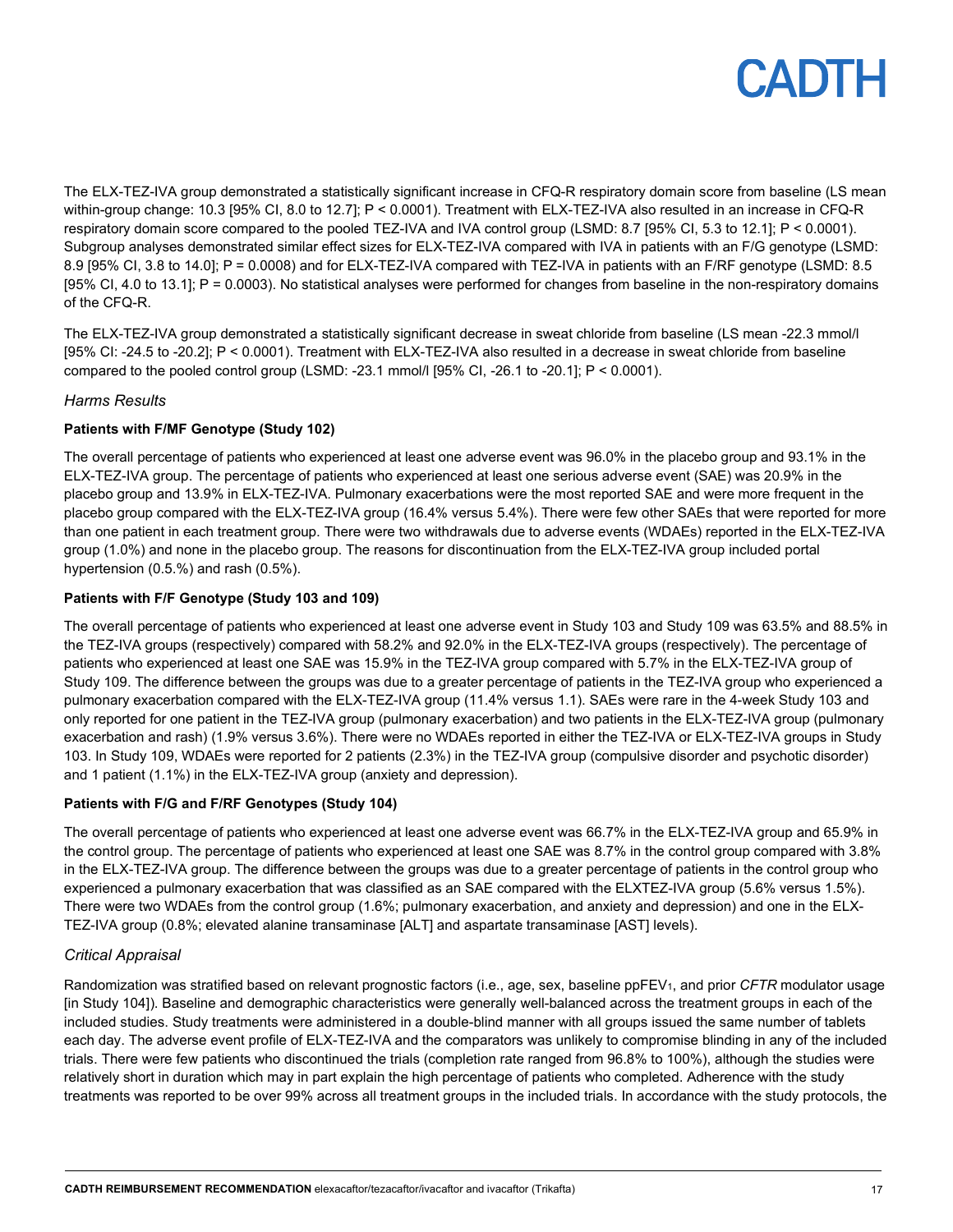The ELX-TEZ-IVA group demonstrated a statistically significant increase in CFQ-R respiratory domain score from baseline (LS mean within-group change: 10.3 [95% CI, 8.0 to 12.7]; P < 0.0001). Treatment with ELX-TEZ-IVA also resulted in an increase in CFQ-R respiratory domain score compared to the pooled TEZ-IVA and IVA control group (LSMD: 8.7 [95% CI, 5.3 to 12.1]; P < 0.0001). Subgroup analyses demonstrated similar effect sizes for ELX-TEZ-IVA compared with IVA in patients with an F/G genotype (LSMD: 8.9 [95% CI, 3.8 to 14.0]; P = 0.0008) and for ELX-TEZ-IVA compared with TEZ-IVA in patients with an F/RF genotype (LSMD: 8.5 [95% CI, 4.0 to 13.1]; P = 0.0003). No statistical analyses were performed for changes from baseline in the non-respiratory domains of the CFQ-R.

The ELX-TEZ-IVA group demonstrated a statistically significant decrease in sweat chloride from baseline (LS mean -22.3 mmol/l [95% CI: -24.5 to -20.2]; P < 0.0001). Treatment with ELX-TEZ-IVA also resulted in a decrease in sweat chloride from baseline compared to the pooled control group (LSMD: -23.1 mmol/l [95% CI, -26.1 to -20.1]; P < 0.0001).

### *Harms Results*

**Patients with F/MF Genotype (Study 102)**

The overall percentage of patients who experienced at least one adverse event was 96.0% in the placebo group and 93.1% in the ELX-TEZ-IVA group. The percentage of patients who experienced at least one serious adverse event (SAE) was 20.9% in the placebo group and 13.9% in ELX-TEZ-IVA. Pulmonary exacerbations were the most reported SAE and were more frequent in the placebo group compared with the ELX-TEZ-IVA group (16.4% versus 5.4%). There were few other SAEs that were reported for more than one patient in each treatment group. There were two withdrawals due to adverse events (WDAEs) reported in the ELX-TEZ-IVA group (1.0%) and none in the placebo group. The reasons for discontinuation from the ELX-TEZ-IVA group included portal hypertension (0.5.%) and rash (0.5%).

**Patients with F/F Genotype (Study 103 and 109)**

The overall percentage of patients who experienced at least one adverse event in Study 103 and Study 109 was 63.5% and 88.5% in the TEZ-IVA groups (respectively) compared with 58.2% and 92.0% in the ELX-TEZ-IVA groups (respectively). The percentage of patients who experienced at least one SAE was 15.9% in the TEZ-IVA group compared with 5.7% in the ELX-TEZ-IVA group of Study 109. The difference between the groups was due to a greater percentage of patients in the TEZ-IVA group who experienced a pulmonary exacerbation compared with the ELX-TEZ-IVA group (11.4% versus 1.1). SAEs were rare in the 4-week Study 103 and only reported for one patient in the TEZ-IVA group (pulmonary exacerbation) and two patients in the ELX-TEZ-IVA group (pulmonary exacerbation and rash) (1.9% versus 3.6%). There were no WDAEs reported in either the TEZ-IVA or ELX-TEZ-IVA groups in Study 103. In Study 109, WDAEs were reported for 2 patients (2.3%) in the TEZ-IVA group (compulsive disorder and psychotic disorder) and 1 patient (1.1%) in the ELX-TEZ-IVA group (anxiety and depression).

**Patients with F/G and F/RF Genotypes (Study 104)**

The overall percentage of patients who experienced at least one adverse event was 66.7% in the ELX-TEZ-IVA group and 65.9% in the control group. The percentage of patients who experienced at least one SAE was 8.7% in the control group compared with 3.8% in the ELX-TEZ-IVA group. The difference between the groups was due to a greater percentage of patients in the control group who experienced a pulmonary exacerbation that was classified as an SAE compared with the ELXTEZ-IVA group (5.6% versus 1.5%). There were two WDAEs from the control group (1.6%; pulmonary exacerbation, and anxiety and depression) and one in the ELX-TEZ-IVA group (0.8%; elevated alanine transaminase [ALT] and aspartate transaminase [AST] levels).

### *Critical Appraisal*

Randomization was stratified based on relevant prognostic factors (i.e., age, sex, baseline $ppFEV_1$, and prior *CFTR* modulator usage [in Study 104]). Baseline and demographic characteristics were generally well-balanced across the treatment groups in each of the included studies. Study treatments were administered in a double-blind manner with all groups issued the same number of tablets each day. The adverse event profile of ELX-TEZ-IVA and the comparators was unlikely to compromise blinding in any of the included trials. There were few patients who discontinued the trials (completion rate ranged from 96.8% to 100%), although the studies were relatively short in duration which may in part explain the high percentage of patients who completed. Adherence with the study treatments was reported to be over 99% across all treatment groups in the included trials. In accordance with the study protocols, the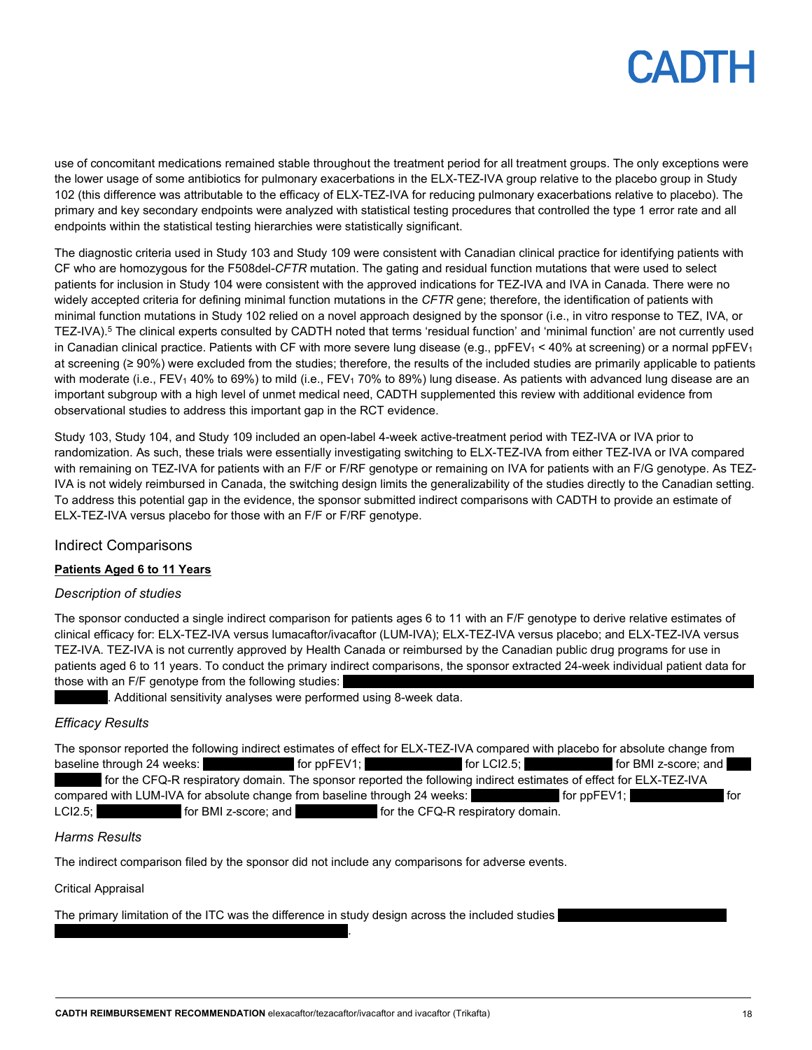use of concomitant medications remained stable throughout the treatment period for all treatment groups. The only exceptions were the lower usage of some antibiotics for pulmonary exacerbations in the ELX-TEZ-IVA group relative to the placebo group in Study 102 (this difference was attributable to the efficacy of ELX-TEZ-IVA for reducing pulmonary exacerbations relative to placebo). The primary and key secondary endpoints were analyzed with statistical testing procedures that controlled the type 1 error rate and all endpoints within the statistical testing hierarchies were statistically significant.

The diagnostic criteria used in Study 103 and Study 109 were consistent with Canadian clinical practice for identifying patients with CF who are homozygous for the F508del-*CFTR* mutation. The gating and residual function mutations that were used to select patients for inclusion in Study 104 were consistent with the approved indications for TEZ-IVA and IVA in Canada. There were no widely accepted criteria for defining minimal function mutations in the *CFTR* gene; therefore, the identification of patients with minimal function mutations in Study 102 relied on a novel approach designed by the sponsor (i.e., in vitro response to TEZ, IVA, or TEZ-IVA).[5] The clinical experts consulted by CADTH noted that terms 'residual function' and 'minimal function' are not currently used in Canadian clinical practice. Patients with CF with more severe lung disease (e.g., $ppFEV_1 < 40\%$ at screening) or a normal $ppFEV_1$ at screening ($\geq 90\%$) were excluded from the studies; therefore, the results of the included studies are primarily applicable to patients with moderate (i.e., $FEV_1$ 40% to 69%) to mild (i.e., $FEV_1$ 70% to 89%) lung disease. As patients with advanced lung disease are an important subgroup with a high level of unmet medical need, CADTH supplemented this review with additional evidence from observational studies to address this important gap in the RCT evidence.

Study 103, Study 104, and Study 109 included an open-label 4-week active-treatment period with TEZ-IVA or IVA prior to randomization. As such, these trials were essentially investigating switching to ELX-TEZ-IVA from either TEZ-IVA or IVA compared with remaining on TEZ-IVA for patients with an F/F or F/RF genotype or remaining on IVA for patients with an F/G genotype. As TEZ-IVA is not widely reimbursed in Canada, the switching design limits the generalizability of the studies directly to the Canadian setting. To address this potential gap in the evidence, the sponsor submitted indirect comparisons with CADTH to provide an estimate of ELX-TEZ-IVA versus placebo for those with an F/F or F/RF genotype.

## Indirect Comparisons

### Patients Aged 6 to 11 Years

*Description of studies*

The sponsor conducted a single indirect comparison for patients ages 6 to 11 with an F/F genotype to derive relative estimates of clinical efficacy for: ELX-TEZ-IVA versus lumacaftor/ivacaftor (LUM-IVA); ELX-TEZ-IVA versus placebo; and ELX-TEZ-IVA versus TEZ-IVA. TEZ-IVA is not currently approved by Health Canada or reimbursed by the Canadian public drug programs for use in patients aged 6 to 11 years. To conduct the primary indirect comparisons, the sponsor extracted 24-week individual patient data for those with an F/F genotype from the following studies: ████████████████████████████████████████ ████████. Additional sensitivity analyses were performed using 8-week data.

*Efficacy Results*

The sponsor reported the following indirect estimates of effect for ELX-TEZ-IVA compared with placebo for absolute change from baseline through 24 weeks: ██████████ for ppFEV1; ██████████ for LCI2.5; ██████████ for BMI z-score; and ████████ for the CFQ-R respiratory domain. The sponsor reported the following indirect estimates of effect for ELX-TEZ-IVA compared with LUM-IVA for absolute change from baseline through 24 weeks: ██████████ for ppFEV1; ██████████ for LCI2.5; ██████████ for BMI z-score; and ██████████ for the CFQ-R respiratory domain.

*Harms Results*

The indirect comparison filed by the sponsor did not include any comparisons for adverse events.

Critical Appraisal

The primary limitation of the ITC was the difference in study design across the included studies ████████████████ ████████████████████████████████.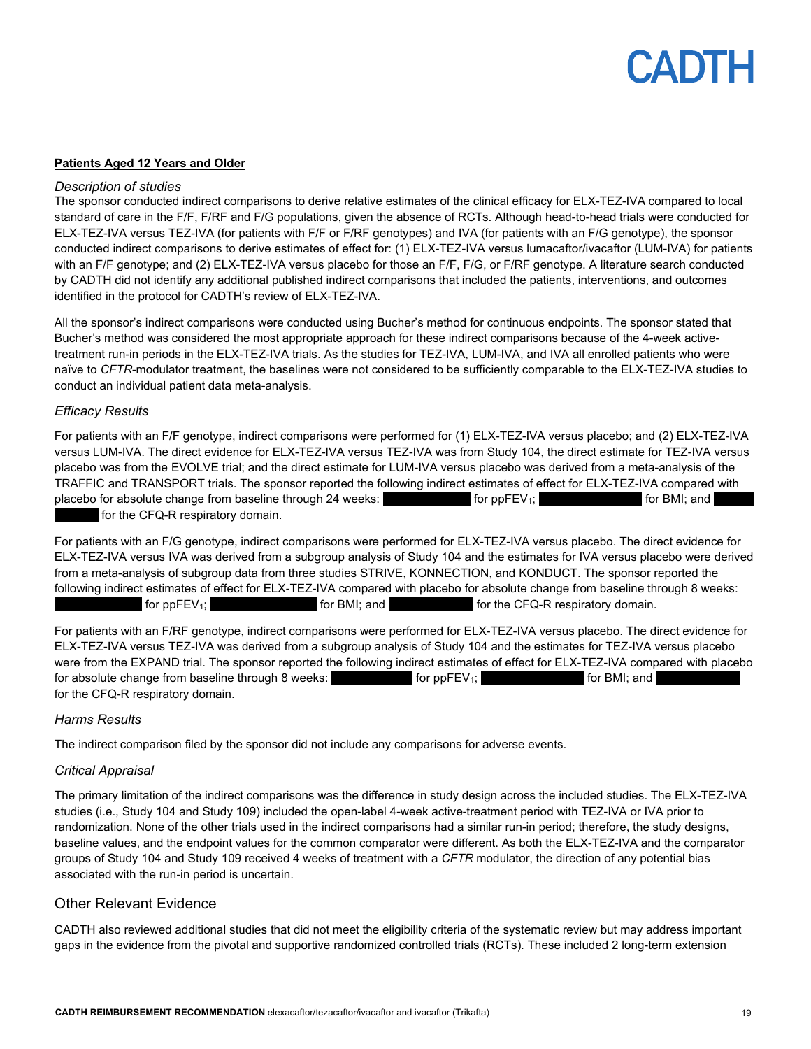**Patients Aged 12 Years and Older**

*Description of studies*

The sponsor conducted indirect comparisons to derive relative estimates of the clinical efficacy for ELX-TEZ-IVA compared to local standard of care in the F/F, F/RF and F/G populations, given the absence of RCTs. Although head-to-head trials were conducted for ELX-TEZ-IVA versus TEZ-IVA (for patients with F/F or F/RF genotypes) and IVA (for patients with an F/G genotype), the sponsor conducted indirect comparisons to derive estimates of effect for: (1) ELX-TEZ-IVA versus lumacaftor/ivacaftor (LUM-IVA) for patients with an F/F genotype; and (2) ELX-TEZ-IVA versus placebo for those an F/F, F/G, or F/RF genotype. A literature search conducted by CADTH did not identify any additional published indirect comparisons that included the patients, interventions, and outcomes identified in the protocol for CADTH's review of ELX-TEZ-IVA.

All the sponsor's indirect comparisons were conducted using Bucher's method for continuous endpoints. The sponsor stated that Bucher's method was considered the most appropriate approach for these indirect comparisons because of the 4-week active-treatment run-in periods in the ELX-TEZ-IVA trials. As the studies for TEZ-IVA, LUM-IVA, and IVA all enrolled patients who were naïve to *CFTR*-modulator treatment, the baselines were not considered to be sufficiently comparable to the ELX-TEZ-IVA studies to conduct an individual patient data meta-analysis.

*Efficacy Results*

For patients with an F/F genotype, indirect comparisons were performed for (1) ELX-TEZ-IVA versus placebo; and (2) ELX-TEZ-IVA versus LUM-IVA. The direct evidence for ELX-TEZ-IVA versus TEZ-IVA was from Study 104, the direct estimate for TEZ-IVA versus placebo was from the EVOLVE trial; and the direct estimate for LUM-IVA versus placebo was derived from a meta-analysis of the TRAFFIC and TRANSPORT trials. The sponsor reported the following indirect estimates of effect for ELX-TEZ-IVA compared with placebo for absolute change from baseline through 24 weeks: ██████ for ppFEV$_1$; ██████ for BMI; and ██████ for the CFQ-R respiratory domain.

For patients with an F/G genotype, indirect comparisons were performed for ELX-TEZ-IVA versus placebo. The direct evidence for ELX-TEZ-IVA versus IVA was derived from a subgroup analysis of Study 104 and the estimates for IVA versus placebo were derived from a meta-analysis of subgroup data from three studies STRIVE, KONNECTION, and KONDUCT. The sponsor reported the following indirect estimates of effect for ELX-TEZ-IVA compared with placebo for absolute change from baseline through 8 weeks: ██████ for ppFEV$_1$; ██████ for BMI; and ██████ for the CFQ-R respiratory domain.

For patients with an F/RF genotype, indirect comparisons were performed for ELX-TEZ-IVA versus placebo. The direct evidence for ELX-TEZ-IVA versus TEZ-IVA was derived from a subgroup analysis of Study 104 and the estimates for TEZ-IVA versus placebo were from the EXPAND trial. The sponsor reported the following indirect estimates of effect for ELX-TEZ-IVA compared with placebo for absolute change from baseline through 8 weeks: ██████ for ppFEV$_1$; ██████ for BMI; and ██████ for the CFQ-R respiratory domain.

*Harms Results*

The indirect comparison filed by the sponsor did not include any comparisons for adverse events.

*Critical Appraisal*

The primary limitation of the indirect comparisons was the difference in study design across the included studies. The ELX-TEZ-IVA studies (i.e., Study 104 and Study 109) included the open-label 4-week active-treatment period with TEZ-IVA or IVA prior to randomization. None of the other trials used in the indirect comparisons had a similar run-in period; therefore, the study designs, baseline values, and the endpoint values for the common comparator were different. As both the ELX-TEZ-IVA and the comparator groups of Study 104 and Study 109 received 4 weeks of treatment with a *CFTR* modulator, the direction of any potential bias associated with the run-in period is uncertain.

## Other Relevant Evidence

CADTH also reviewed additional studies that did not meet the eligibility criteria of the systematic review but may address important gaps in the evidence from the pivotal and supportive randomized controlled trials (RCTs). These included 2 long-term extension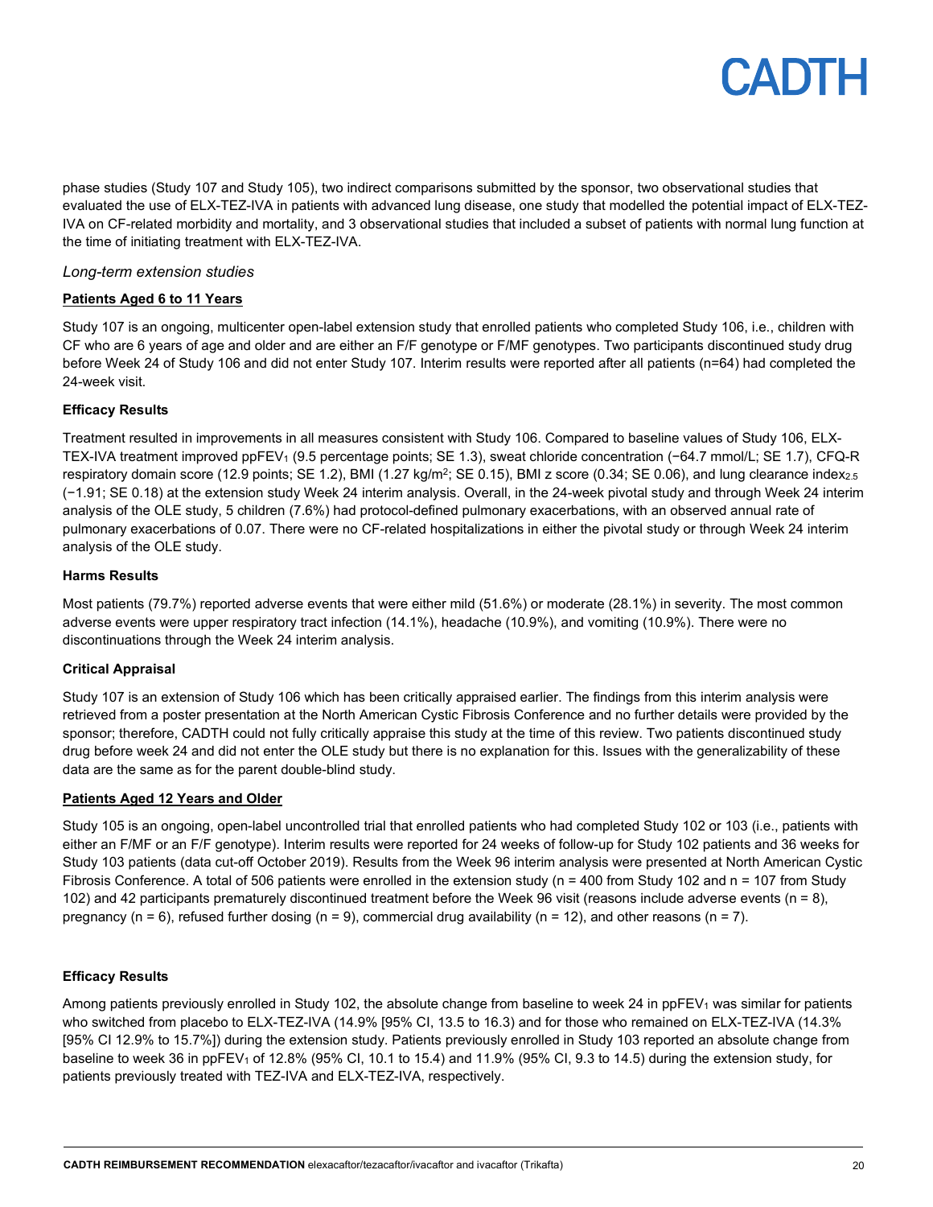phase studies (Study 107 and Study 105), two indirect comparisons submitted by the sponsor, two observational studies that evaluated the use of ELX-TEZ-IVA in patients with advanced lung disease, one study that modelled the potential impact of ELX-TEZ-IVA on CF-related morbidity and mortality, and 3 observational studies that included a subset of patients with normal lung function at the time of initiating treatment with ELX-TEZ-IVA.

*Long-term extension studies*

**Patients Aged 6 to 11 Years**

Study 107 is an ongoing, multicenter open-label extension study that enrolled patients who completed Study 106, i.e., children with CF who are 6 years of age and older and are either an F/F genotype or F/MF genotypes. Two participants discontinued study drug before Week 24 of Study 106 and did not enter Study 107. Interim results were reported after all patients (n=64) had completed the 24-week visit.

**Efficacy Results**

Treatment resulted in improvements in all measures consistent with Study 106. Compared to baseline values of Study 106, ELX-TEX-IVA treatment improved $ppFEV_1$ (9.5 percentage points; SE 1.3), sweat chloride concentration (−64.7 mmol/L; SE 1.7), CFQ-R respiratory domain score (12.9 points; SE 1.2), BMI (1.27 kg/m$^2$; SE 0.15), BMI z score (0.34; SE 0.06), and lung clearance $index_{2.5}$ (−1.91; SE 0.18) at the extension study Week 24 interim analysis. Overall, in the 24-week pivotal study and through Week 24 interim analysis of the OLE study, 5 children (7.6%) had protocol-defined pulmonary exacerbations, with an observed annual rate of pulmonary exacerbations of 0.07. There were no CF-related hospitalizations in either the pivotal study or through Week 24 interim analysis of the OLE study.

**Harms Results**

Most patients (79.7%) reported adverse events that were either mild (51.6%) or moderate (28.1%) in severity. The most common adverse events were upper respiratory tract infection (14.1%), headache (10.9%), and vomiting (10.9%). There were no discontinuations through the Week 24 interim analysis.

**Critical Appraisal**

Study 107 is an extension of Study 106 which has been critically appraised earlier. The findings from this interim analysis were retrieved from a poster presentation at the North American Cystic Fibrosis Conference and no further details were provided by the sponsor; therefore, CADTH could not fully critically appraise this study at the time of this review. Two patients discontinued study drug before week 24 and did not enter the OLE study but there is no explanation for this. Issues with the generalizability of these data are the same as for the parent double-blind study.

**Patients Aged 12 Years and Older**

Study 105 is an ongoing, open-label uncontrolled trial that enrolled patients who had completed Study 102 or 103 (i.e., patients with either an F/MF or an F/F genotype). Interim results were reported for 24 weeks of follow-up for Study 102 patients and 36 weeks for Study 103 patients (data cut-off October 2019). Results from the Week 96 interim analysis were presented at North American Cystic Fibrosis Conference. A total of 506 patients were enrolled in the extension study (n = 400 from Study 102 and n = 107 from Study 102) and 42 participants prematurely discontinued treatment before the Week 96 visit (reasons include adverse events (n = 8), pregnancy (n = 6), refused further dosing (n = 9), commercial drug availability (n = 12), and other reasons (n = 7).

**Efficacy Results**

Among patients previously enrolled in Study 102, the absolute change from baseline to week 24 in $ppFEV_1$ was similar for patients who switched from placebo to ELX-TEZ-IVA (14.9% [95% CI, 13.5 to 16.3) and for those who remained on ELX-TEZ-IVA (14.3% [95% CI 12.9% to 15.7%]) during the extension study. Patients previously enrolled in Study 103 reported an absolute change from baseline to week 36 in $ppFEV_1$ of 12.8% (95% CI, 10.1 to 15.4) and 11.9% (95% CI, 9.3 to 14.5) during the extension study, for patients previously treated with TEZ-IVA and ELX-TEZ-IVA, respectively.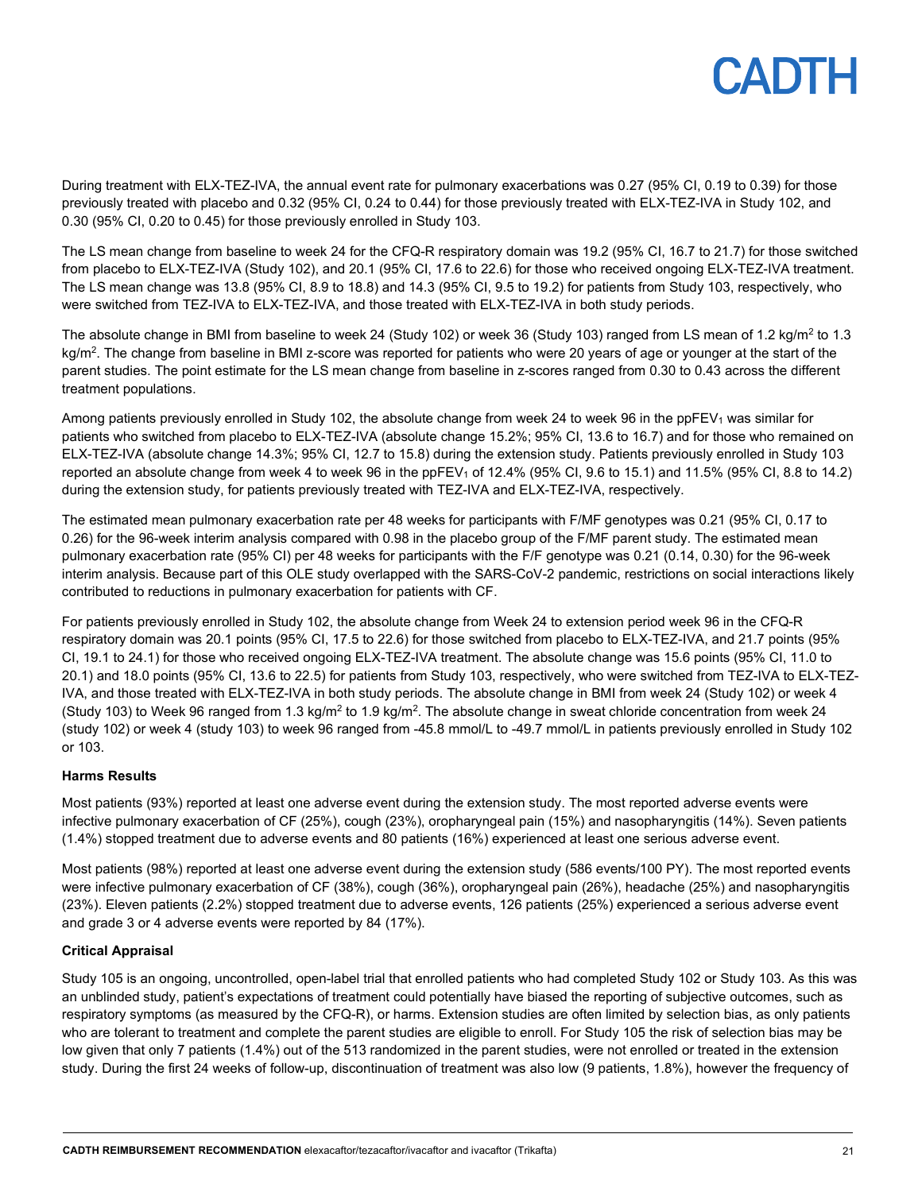During treatment with ELX-TEZ-IVA, the annual event rate for pulmonary exacerbations was 0.27 (95% CI, 0.19 to 0.39) for those previously treated with placebo and 0.32 (95% CI, 0.24 to 0.44) for those previously treated with ELX-TEZ-IVA in Study 102, and 0.30 (95% CI, 0.20 to 0.45) for those previously enrolled in Study 103.

The LS mean change from baseline to week 24 for the CFQ-R respiratory domain was 19.2 (95% CI, 16.7 to 21.7) for those switched from placebo to ELX-TEZ-IVA (Study 102), and 20.1 (95% CI, 17.6 to 22.6) for those who received ongoing ELX-TEZ-IVA treatment. The LS mean change was 13.8 (95% CI, 8.9 to 18.8) and 14.3 (95% CI, 9.5 to 19.2) for patients from Study 103, respectively, who were switched from TEZ-IVA to ELX-TEZ-IVA, and those treated with ELX-TEZ-IVA in both study periods.

The absolute change in BMI from baseline to week 24 (Study 102) or week 36 (Study 103) ranged from LS mean of 1.2 kg/m$^2$ to 1.3 kg/m$^2$. The change from baseline in BMI z-score was reported for patients who were 20 years of age or younger at the start of the parent studies. The point estimate for the LS mean change from baseline in z-scores ranged from 0.30 to 0.43 across the different treatment populations.

Among patients previously enrolled in Study 102, the absolute change from week 24 to week 96 in the ppFEV$_1$ was similar for patients who switched from placebo to ELX-TEZ-IVA (absolute change 15.2%; 95% CI, 13.6 to 16.7) and for those who remained on ELX-TEZ-IVA (absolute change 14.3%; 95% CI, 12.7 to 15.8) during the extension study. Patients previously enrolled in Study 103 reported an absolute change from week 4 to week 96 in the ppFEV$_1$ of 12.4% (95% CI, 9.6 to 15.1) and 11.5% (95% CI, 8.8 to 14.2) during the extension study, for patients previously treated with TEZ-IVA and ELX-TEZ-IVA, respectively.

The estimated mean pulmonary exacerbation rate per 48 weeks for participants with F/MF genotypes was 0.21 (95% CI, 0.17 to 0.26) for the 96-week interim analysis compared with 0.98 in the placebo group of the F/MF parent study. The estimated mean pulmonary exacerbation rate (95% CI) per 48 weeks for participants with the F/F genotype was 0.21 (0.14, 0.30) for the 96-week interim analysis. Because part of this OLE study overlapped with the SARS-CoV-2 pandemic, restrictions on social interactions likely contributed to reductions in pulmonary exacerbation for patients with CF.

For patients previously enrolled in Study 102, the absolute change from Week 24 to extension period week 96 in the CFQ-R respiratory domain was 20.1 points (95% CI, 17.5 to 22.6) for those switched from placebo to ELX-TEZ-IVA, and 21.7 points (95% CI, 19.1 to 24.1) for those who received ongoing ELX-TEZ-IVA treatment. The absolute change was 15.6 points (95% CI, 11.0 to 20.1) and 18.0 points (95% CI, 13.6 to 22.5) for patients from Study 103, respectively, who were switched from TEZ-IVA to ELX-TEZ-IVA, and those treated with ELX-TEZ-IVA in both study periods. The absolute change in BMI from week 24 (Study 102) or week 4 (Study 103) to Week 96 ranged from 1.3 kg/m$^2$ to 1.9 kg/m$^2$. The absolute change in sweat chloride concentration from week 24 (study 102) or week 4 (study 103) to week 96 ranged from -45.8 mmol/L to -49.7 mmol/L in patients previously enrolled in Study 102 or 103.

**Harms Results**

Most patients (93%) reported at least one adverse event during the extension study. The most reported adverse events were infective pulmonary exacerbation of CF (25%), cough (23%), oropharyngeal pain (15%) and nasopharyngitis (14%). Seven patients (1.4%) stopped treatment due to adverse events and 80 patients (16%) experienced at least one serious adverse event.

Most patients (98%) reported at least one adverse event during the extension study (586 events/100 PY). The most reported events were infective pulmonary exacerbation of CF (38%), cough (36%), oropharyngeal pain (26%), headache (25%) and nasopharyngitis (23%). Eleven patients (2.2%) stopped treatment due to adverse events, 126 patients (25%) experienced a serious adverse event and grade 3 or 4 adverse events were reported by 84 (17%).

**Critical Appraisal**

Study 105 is an ongoing, uncontrolled, open-label trial that enrolled patients who had completed Study 102 or Study 103. As this was an unblinded study, patient's expectations of treatment could potentially have biased the reporting of subjective outcomes, such as respiratory symptoms (as measured by the CFQ-R), or harms. Extension studies are often limited by selection bias, as only patients who are tolerant to treatment and complete the parent studies are eligible to enroll. For Study 105 the risk of selection bias may be low given that only 7 patients (1.4%) out of the 513 randomized in the parent studies, were not enrolled or treated in the extension study. During the first 24 weeks of follow-up, discontinuation of treatment was also low (9 patients, 1.8%), however the frequency of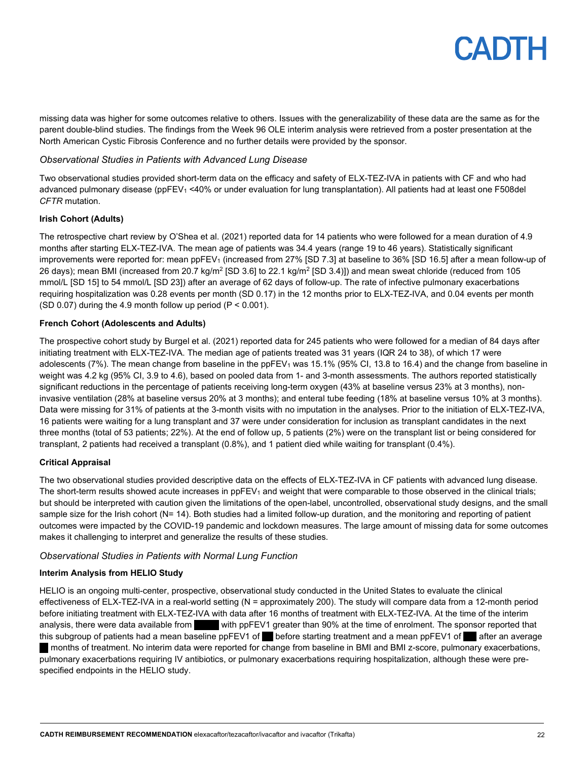missing data was higher for some outcomes relative to others. Issues with the generalizability of these data are the same as for the parent double-blind studies. The findings from the Week 96 OLE interim analysis were retrieved from a poster presentation at the North American Cystic Fibrosis Conference and no further details were provided by the sponsor.

### *Observational Studies in Patients with Advanced Lung Disease*

Two observational studies provided short-term data on the efficacy and safety of ELX-TEZ-IVA in patients with CF and who had advanced pulmonary disease ($ppFEV_1$ <40% or under evaluation for lung transplantation). All patients had at least one F508del *CFTR* mutation.

**Irish Cohort (Adults)**

The retrospective chart review by O'Shea et al. (2021) reported data for 14 patients who were followed for a mean duration of 4.9 months after starting ELX-TEZ-IVA. The mean age of patients was 34.4 years (range 19 to 46 years). Statistically significant improvements were reported for: mean $ppFEV_1$ (increased from 27% [SD 7.3] at baseline to 36% [SD 16.5] after a mean follow-up of 26 days); mean BMI (increased from 20.7 $kg/m^2$ [SD 3.6] to 22.1 $kg/m^2$ [SD 3.4)]) and mean sweat chloride (reduced from 105 mmol/L [SD 15] to 54 mmol/L [SD 23]) after an average of 62 days of follow-up. The rate of infective pulmonary exacerbations requiring hospitalization was 0.28 events per month (SD 0.17) in the 12 months prior to ELX-TEZ-IVA, and 0.04 events per month (SD 0.07) during the 4.9 month follow up period ($P < 0.001$).

**French Cohort (Adolescents and Adults)**

The prospective cohort study by Burgel et al. (2021) reported data for 245 patients who were followed for a median of 84 days after initiating treatment with ELX-TEZ-IVA. The median age of patients treated was 31 years (IQR 24 to 38), of which 17 were adolescents (7%). The mean change from baseline in the $ppFEV_1$ was 15.1% (95% CI, 13.8 to 16.4) and the change from baseline in weight was 4.2 kg (95% CI, 3.9 to 4.6), based on pooled data from 1- and 3-month assessments. The authors reported statistically significant reductions in the percentage of patients receiving long-term oxygen (43% at baseline versus 23% at 3 months), non-invasive ventilation (28% at baseline versus 20% at 3 months); and enteral tube feeding (18% at baseline versus 10% at 3 months). Data were missing for 31% of patients at the 3-month visits with no imputation in the analyses. Prior to the initiation of ELX-TEZ-IVA, 16 patients were waiting for a lung transplant and 37 were under consideration for inclusion as transplant candidates in the next three months (total of 53 patients; 22%). At the end of follow up, 5 patients (2%) were on the transplant list or being considered for transplant, 2 patients had received a transplant (0.8%), and 1 patient died while waiting for transplant (0.4%).

**Critical Appraisal**

The two observational studies provided descriptive data on the effects of ELX-TEZ-IVA in CF patients with advanced lung disease. The short-term results showed acute increases in $ppFEV_1$ and weight that were comparable to those observed in the clinical trials; but should be interpreted with caution given the limitations of the open-label, uncontrolled, observational study designs, and the small sample size for the Irish cohort (N= 14). Both studies had a limited follow-up duration, and the monitoring and reporting of patient outcomes were impacted by the COVID-19 pandemic and lockdown measures. The large amount of missing data for some outcomes makes it challenging to interpret and generalize the results of these studies.

### *Observational Studies in Patients with Normal Lung Function*

**Interim Analysis from HELIO Study**

HELIO is an ongoing multi-center, prospective, observational study conducted in the United States to evaluate the clinical effectiveness of ELX-TEZ-IVA in a real-world setting (N = approximately 200). The study will compare data from a 12-month period before initiating treatment with ELX-TEZ-IVA with data after 16 months of treatment with ELX-TEZ-IVA. At the time of the interim analysis, there were data available from ████ with ppFEV1 greater than 90% at the time of enrolment. The sponsor reported that this subgroup of patients had a mean baseline ppFEV1 of ██ before starting treatment and a mean ppFEV1 of ██ after an average ██ months of treatment. No interim data were reported for change from baseline in BMI and BMI z-score, pulmonary exacerbations, pulmonary exacerbations requiring IV antibiotics, or pulmonary exacerbations requiring hospitalization, although these were pre-specified endpoints in the HELIO study.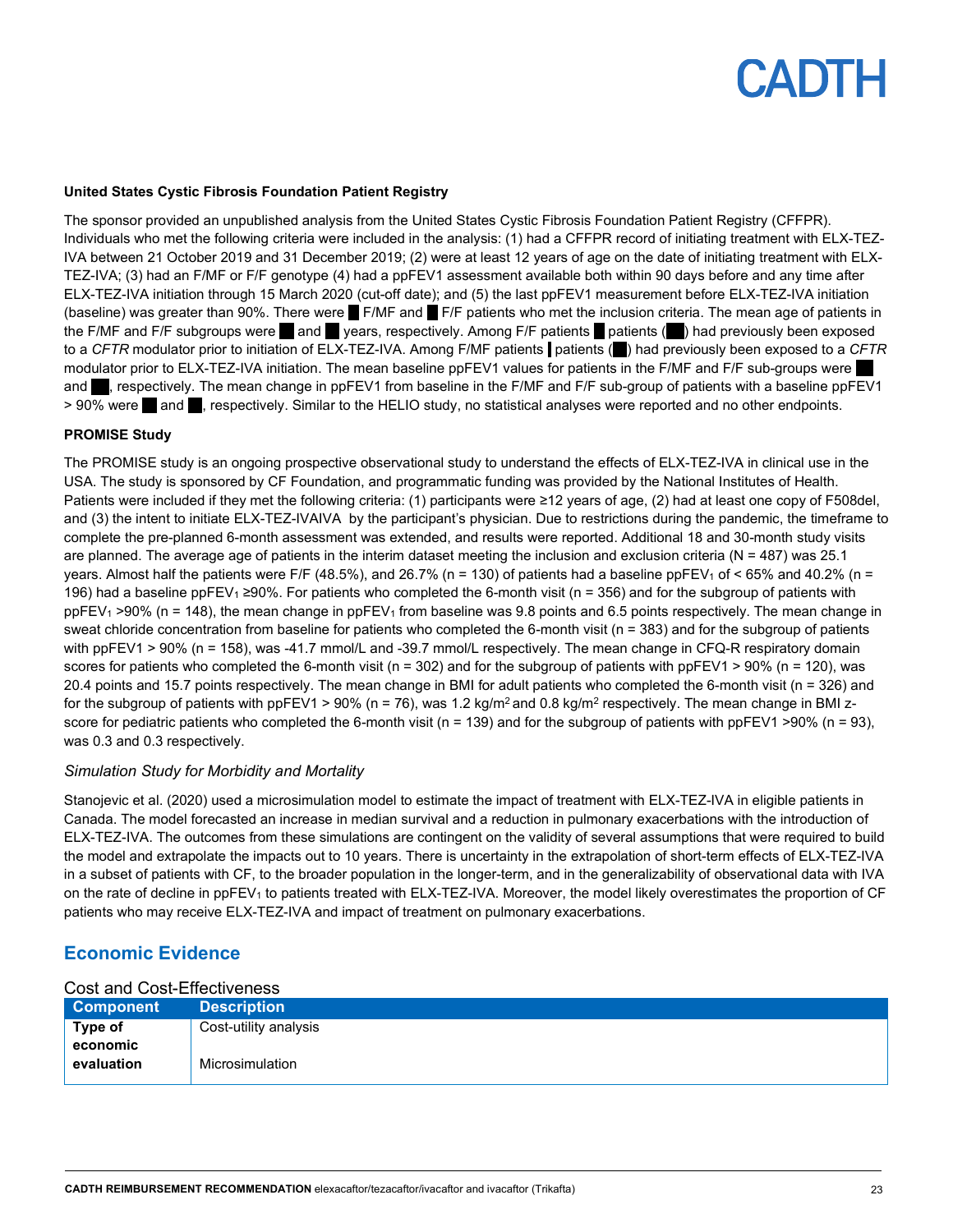**United States Cystic Fibrosis Foundation Patient Registry**

The sponsor provided an unpublished analysis from the United States Cystic Fibrosis Foundation Patient Registry (CFFPR). Individuals who met the following criteria were included in the analysis: (1) had a CFFPR record of initiating treatment with ELX-TEZ-IVA between 21 October 2019 and 31 December 2019; (2) were at least 12 years of age on the date of initiating treatment with ELX-TEZ-IVA; (3) had an F/MF or F/F genotype (4) had a ppFEV1 assessment available both within 90 days before and any time after ELX-TEZ-IVA initiation through 15 March 2020 (cut-off date); and (5) the last ppFEV1 measurement before ELX-TEZ-IVA initiation (baseline) was greater than 90%. There were ██ F/MF and ██ F/F patients who met the inclusion criteria. The mean age of patients in the F/MF and F/F subgroups were ██ and ██ years, respectively. Among F/F patients ██ patients (██) had previously been exposed to a *CFTR* modulator prior to initiation of ELX-TEZ-IVA. Among F/MF patients ██ patients (██) had previously been exposed to a *CFTR* modulator prior to ELX-TEZ-IVA initiation. The mean baseline ppFEV1 values for patients in the F/MF and F/F sub-groups were ██ and ██, respectively. The mean change in ppFEV1 from baseline in the F/MF and F/F sub-group of patients with a baseline ppFEV1 > 90% were ██ and ██, respectively. Similar to the HELIO study, no statistical analyses were reported and no other endpoints.

**PROMISE Study**

The PROMISE study is an ongoing prospective observational study to understand the effects of ELX-TEZ-IVA in clinical use in the USA. The study is sponsored by CF Foundation, and programmatic funding was provided by the National Institutes of Health. Patients were included if they met the following criteria: (1) participants were ≥12 years of age, (2) had at least one copy of F508del, and (3) the intent to initiate ELX-TEZ-IVAIVA by the participant's physician. Due to restrictions during the pandemic, the timeframe to complete the pre-planned 6-month assessment was extended, and results were reported. Additional 18 and 30-month study visits are planned. The average age of patients in the interim dataset meeting the inclusion and exclusion criteria (N = 487) was 25.1 years. Almost half the patients were F/F (48.5%), and 26.7% (n = 130) of patients had a baseline $ppFEV_1$ of < 65% and 40.2% (n = 196) had a baseline $ppFEV_1$ ≥90%. For patients who completed the 6-month visit (n = 356) and for the subgroup of patients with $ppFEV_1$ >90% (n = 148), the mean change in $ppFEV_1$ from baseline was 9.8 points and 6.5 points respectively. The mean change in sweat chloride concentration from baseline for patients who completed the 6-month visit (n = 383) and for the subgroup of patients with ppFEV1 > 90% (n = 158), was -41.7 mmol/L and -39.7 mmol/L respectively. The mean change in CFQ-R respiratory domain scores for patients who completed the 6-month visit (n = 302) and for the subgroup of patients with ppFEV1 > 90% (n = 120), was 20.4 points and 15.7 points respectively. The mean change in BMI for adult patients who completed the 6-month visit (n = 326) and for the subgroup of patients with ppFEV1 > 90% (n = 76), was 1.2 $kg/m^2$ and 0.8 $kg/m^2$ respectively. The mean change in BMI z-score for pediatric patients who completed the 6-month visit (n = 139) and for the subgroup of patients with ppFEV1 >90% (n = 93), was 0.3 and 0.3 respectively.

*Simulation Study for Morbidity and Mortality*

Stanojevic et al. (2020) used a microsimulation model to estimate the impact of treatment with ELX-TEZ-IVA in eligible patients in Canada. The model forecasted an increase in median survival and a reduction in pulmonary exacerbations with the introduction of ELX-TEZ-IVA. The outcomes from these simulations are contingent on the validity of several assumptions that were required to build the model and extrapolate the impacts out to 10 years. There is uncertainty in the extrapolation of short-term effects of ELX-TEZ-IVA in a subset of patients with CF, to the broader population in the longer-term, and in the generalizability of observational data with IVA on the rate of decline in $ppFEV_1$ to patients treated with ELX-TEZ-IVA. Moreover, the model likely overestimates the proportion of CF patients who may receive ELX-TEZ-IVA and impact of treatment on pulmonary exacerbations.

## Economic Evidence

Cost and Cost-Effectiveness

| Component | Description |
|---|---|
| **Type of economic evaluation** | Cost-utility analysis<br><br>Microsimulation |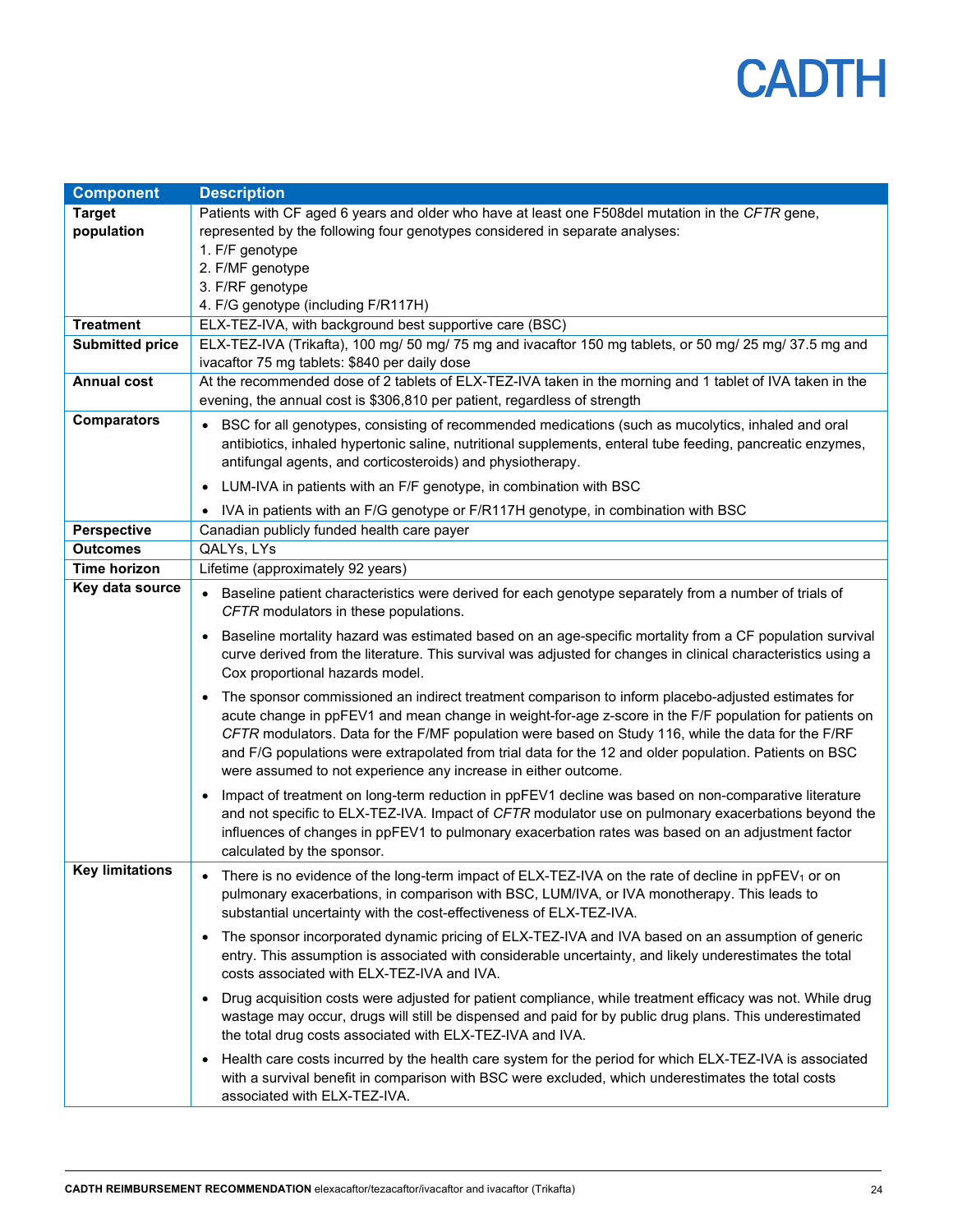| Component | Description |
| --- | --- |
| **Target population** | Patients with CF aged 6 years and older who have at least one F508del mutation in the *CFTR* gene, represented by the following four genotypes considered in separate analyses:<br>1. F/F genotype<br>2. F/MF genotype<br>3. F/RF genotype<br>4. F/G genotype (including F/R117H) |
| **Treatment** | ELX-TEZ-IVA, with background best supportive care (BSC) |
| **Submitted price** | ELX-TEZ-IVA (Trikafta), 100 mg/ 50 mg/ 75 mg and ivacaftor 150 mg tablets, or 50 mg/ 25 mg/ 37.5 mg and ivacaftor 75 mg tablets: $840 per daily dose |
| **Annual cost** | At the recommended dose of 2 tablets of ELX-TEZ-IVA taken in the morning and 1 tablet of IVA taken in the evening, the annual cost is $306,810 per patient, regardless of strength |
| **Comparators** | • BSC for all genotypes, consisting of recommended medications (such as mucolytics, inhaled and oral antibiotics, inhaled hypertonic saline, nutritional supplements, enteral tube feeding, pancreatic enzymes, antifungal agents, and corticosteroids) and physiotherapy.<br>• LUM-IVA in patients with an F/F genotype, in combination with BSC<br>• IVA in patients with an F/G genotype or F/R117H genotype, in combination with BSC |
| **Perspective** | Canadian publicly funded health care payer |
| **Outcomes** | QALYs, LYs |
| **Time horizon** | Lifetime (approximately 92 years) |
| **Key data source** | • Baseline patient characteristics were derived for each genotype separately from a number of trials of *CFTR* modulators in these populations.<br>• Baseline mortality hazard was estimated based on an age-specific mortality from a CF population survival curve derived from the literature. This survival was adjusted for changes in clinical characteristics using a Cox proportional hazards model.<br>• The sponsor commissioned an indirect treatment comparison to inform placebo-adjusted estimates for acute change in ppFEV1 and mean change in weight-for-age z-score in the F/F population for patients on *CFTR* modulators. Data for the F/MF population were based on Study 116, while the data for the F/RF and F/G populations were extrapolated from trial data for the 12 and older population. Patients on BSC were assumed to not experience any increase in either outcome.<br>• Impact of treatment on long-term reduction in ppFEV1 decline was based on non-comparative literature and not specific to ELX-TEZ-IVA. Impact of *CFTR* modulator use on pulmonary exacerbations beyond the influences of changes in ppFEV1 to pulmonary exacerbation rates was based on an adjustment factor calculated by the sponsor. |
| **Key limitations** | • There is no evidence of the long-term impact of ELX-TEZ-IVA on the rate of decline in $ppFEV_1$ or on pulmonary exacerbations, in comparison with BSC, LUM/IVA, or IVA monotherapy. This leads to substantial uncertainty with the cost-effectiveness of ELX-TEZ-IVA.<br>• The sponsor incorporated dynamic pricing of ELX-TEZ-IVA and IVA based on an assumption of generic entry. This assumption is associated with considerable uncertainty, and likely underestimates the total costs associated with ELX-TEZ-IVA and IVA.<br>• Drug acquisition costs were adjusted for patient compliance, while treatment efficacy was not. While drug wastage may occur, drugs will still be dispensed and paid for by public drug plans. This underestimated the total drug costs associated with ELX-TEZ-IVA and IVA.<br>• Health care costs incurred by the health care system for the period for which ELX-TEZ-IVA is associated with a survival benefit in comparison with BSC were excluded, which underestimates the total costs associated with ELX-TEZ-IVA. |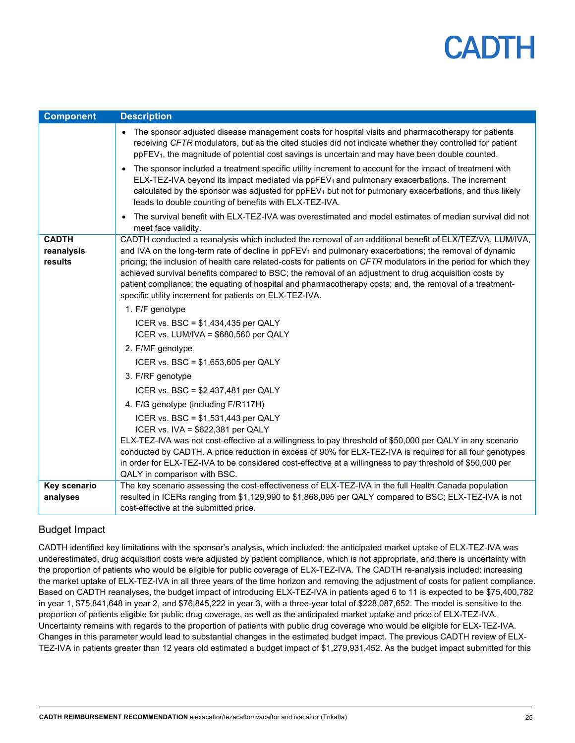| Component | Description |
|---|---|
| | • The sponsor adjusted disease management costs for hospital visits and pharmacotherapy for patients receiving *CFTR* modulators, but as the cited studies did not indicate whether they controlled for patient $ppFEV_1$, the magnitude of potential cost savings is uncertain and may have been double counted.<br>• The sponsor included a treatment specific utility increment to account for the impact of treatment with ELX-TEZ-IVA beyond its impact mediated via $ppFEV_1$ and pulmonary exacerbations. The increment calculated by the sponsor was adjusted for $ppFEV_1$ but not for pulmonary exacerbations, and thus likely leads to double counting of benefits with ELX-TEZ-IVA.<br>• The survival benefit with ELX-TEZ-IVA was overestimated and model estimates of median survival did not meet face validity. |
| **CADTH reanalysis results** | CADTH conducted a reanalysis which included the removal of an additional benefit of ELX/TEZ/VA, LUM/IVA, and IVA on the long-term rate of decline in $ppFEV_1$ and pulmonary exacerbations; the removal of dynamic pricing; the inclusion of health care related-costs for patients on *CFTR* modulators in the period for which they achieved survival benefits compared to BSC; the removal of an adjustment to drug acquisition costs by patient compliance; the equating of hospital and pharmacotherapy costs; and, the removal of a treatment-specific utility increment for patients on ELX-TEZ-IVA.<br>1. F/F genotype<br>ICER vs. BSC = $1,434,435 per QALY<br>ICER vs. LUM/IVA = $680,560 per QALY<br>2. F/MF genotype<br>ICER vs. BSC = $1,653,605 per QALY<br>3. F/RF genotype<br>ICER vs. BSC = $2,437,481 per QALY<br>4. F/G genotype (including F/R117H)<br>ICER vs. BSC = $1,531,443 per QALY<br>ICER vs. IVA = $622,381 per QALY<br>ELX-TEZ-IVA was not cost-effective at a willingness to pay threshold of $50,000 per QALY in any scenario conducted by CADTH. A price reduction in excess of 90% for ELX-TEZ-IVA is required for all four genotypes in order for ELX-TEZ-IVA to be considered cost-effective at a willingness to pay threshold of $50,000 per QALY in comparison with BSC. |
| **Key scenario analyses** | The key scenario assessing the cost-effectiveness of ELX-TEZ-IVA in the full Health Canada population resulted in ICERs ranging from $1,129,990 to $1,868,095 per QALY compared to BSC; ELX-TEZ-IVA is not cost-effective at the submitted price. |

## Budget Impact

CADTH identified key limitations with the sponsor's analysis, which included: the anticipated market uptake of ELX-TEZ-IVA was underestimated, drug acquisition costs were adjusted by patient compliance, which is not appropriate, and there is uncertainty with the proportion of patients who would be eligible for public coverage of ELX-TEZ-IVA. The CADTH re-analysis included: increasing the market uptake of ELX-TEZ-IVA in all three years of the time horizon and removing the adjustment of costs for patient compliance. Based on CADTH reanalyses, the budget impact of introducing ELX-TEZ-IVA in patients aged 6 to 11 is expected to be $75,400,782 in year 1, $75,841,648 in year 2, and $76,845,222 in year 3, with a three-year total of $228,087,652. The model is sensitive to the proportion of patients eligible for public drug coverage, as well as the anticipated market uptake and price of ELX-TEZ-IVA. Uncertainty remains with regards to the proportion of patients with public drug coverage who would be eligible for ELX-TEZ-IVA. Changes in this parameter would lead to substantial changes in the estimated budget impact. The previous CADTH review of ELX-TEZ-IVA in patients greater than 12 years old estimated a budget impact of $1,279,931,452. As the budget impact submitted for this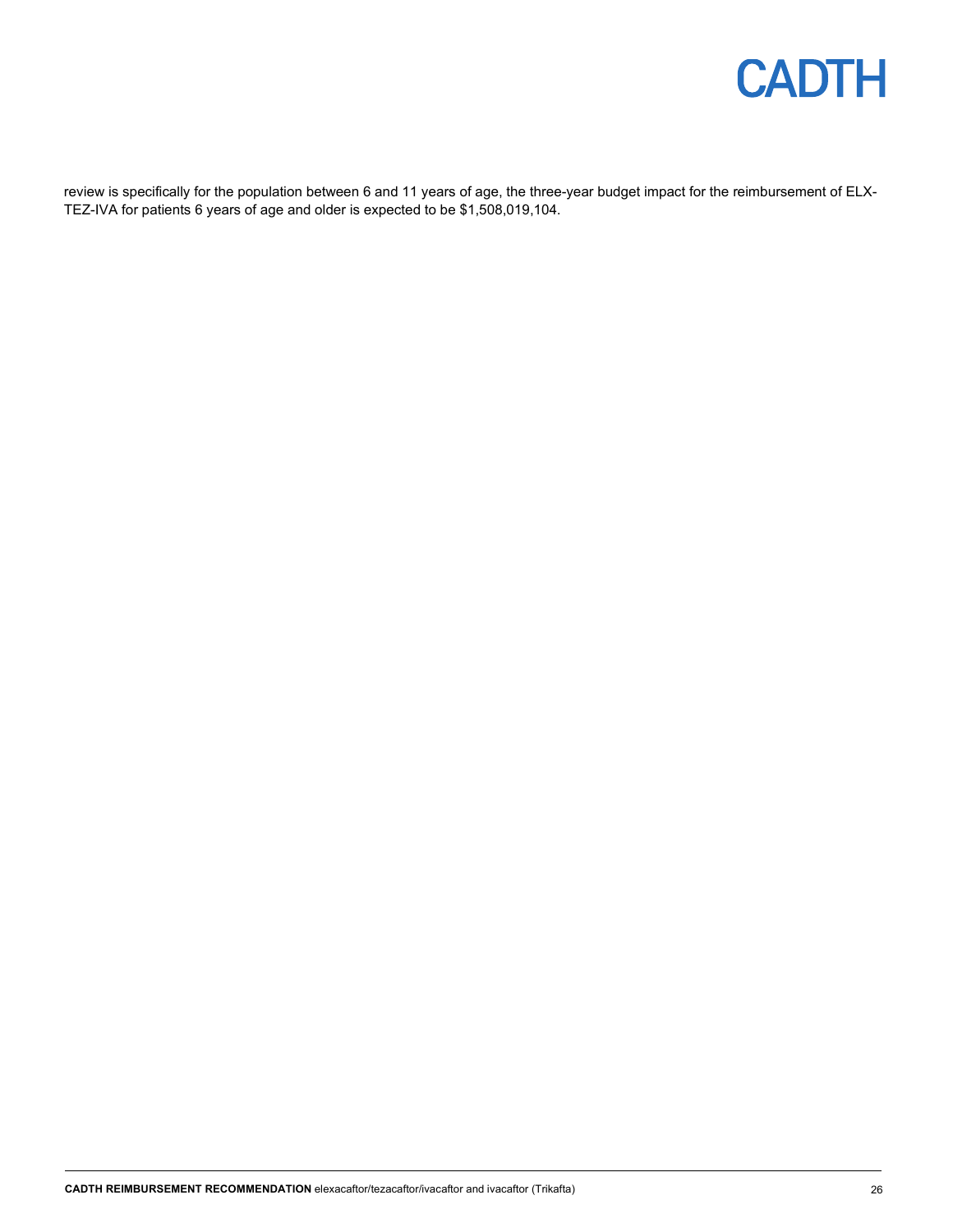review is specifically for the population between 6 and 11 years of age, the three-year budget impact for the reimbursement of ELX-TEZ-IVA for patients 6 years of age and older is expected to be $1,508,019,104.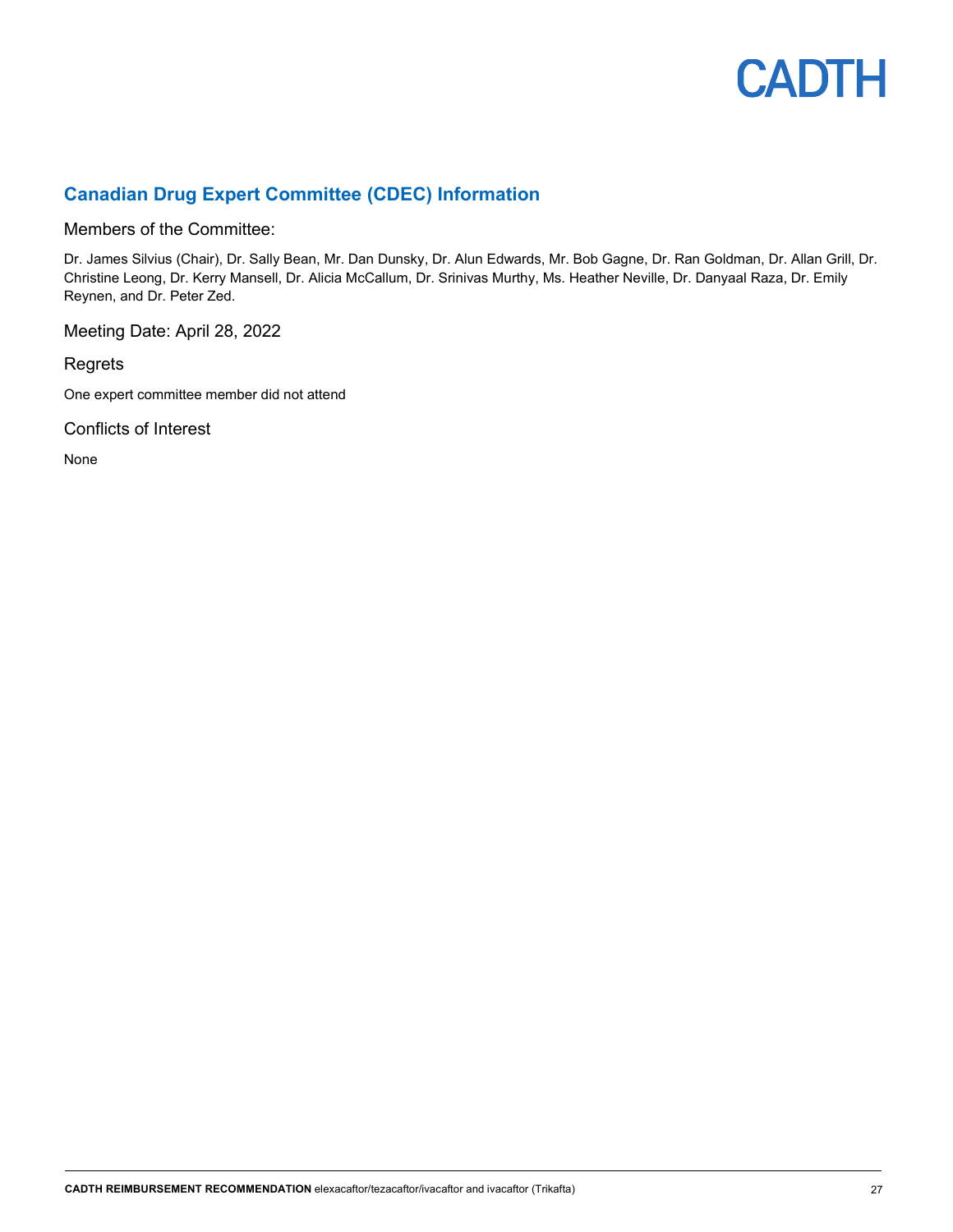## Canadian Drug Expert Committee (CDEC) Information

### Members of the Committee:

Dr. James Silvius (Chair), Dr. Sally Bean, Mr. Dan Dunsky, Dr. Alun Edwards, Mr. Bob Gagne, Dr. Ran Goldman, Dr. Allan Grill, Dr. Christine Leong, Dr. Kerry Mansell, Dr. Alicia McCallum, Dr. Srinivas Murthy, Ms. Heather Neville, Dr. Danyaal Raza, Dr. Emily Reynen, and Dr. Peter Zed.

### Meeting Date: April 28, 2022

### Regrets

One expert committee member did not attend

### Conflicts of Interest

None